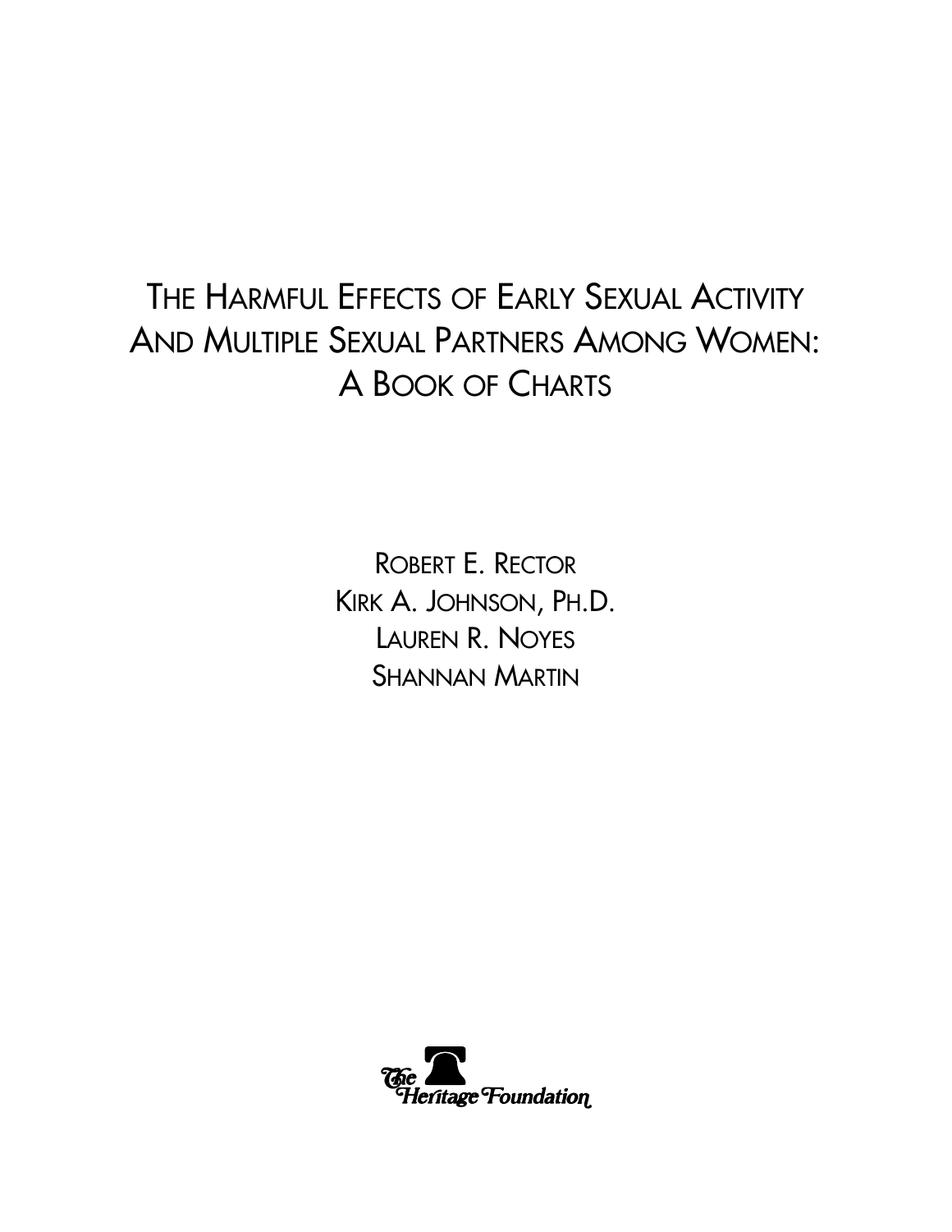# THE HARMFUL EFFECTS OF EARLY SEXUAL ACTIVITY AND MULTIPLE SEXUAL PARTNERS AMONG WOMEN: A BOOK OF CHARTS

ROBERT E. RECTOR

KIRK A. JOHNSON, PH.D.

LAUREN R. NOYES

SHANNAN MARTIN

The Heritage Foundation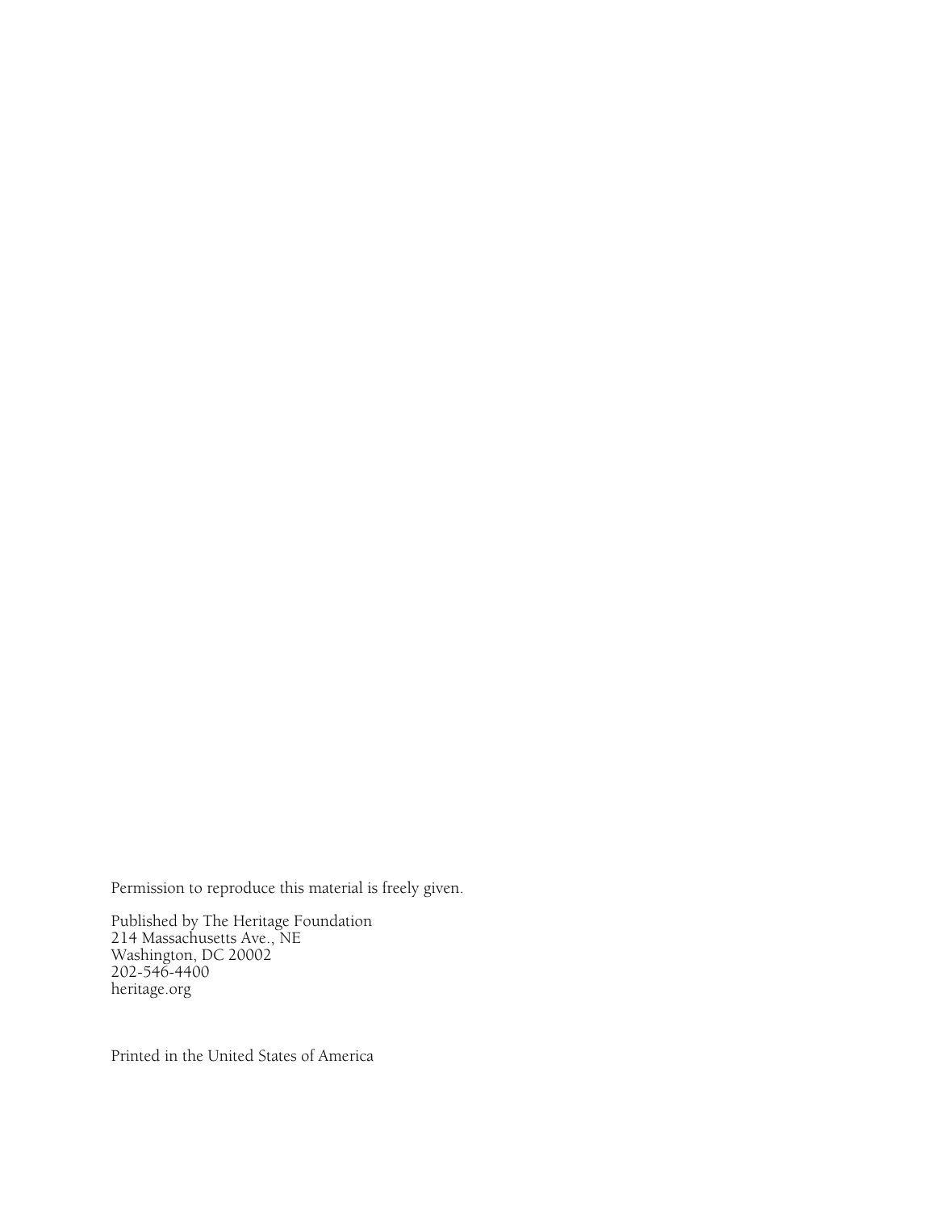Permission to reproduce this material is freely given.

Published by The Heritage Foundation  
214 Massachusetts Ave., NE  
Washington, DC 20002  
202-546-4400  
heritage.org

Printed in the United States of America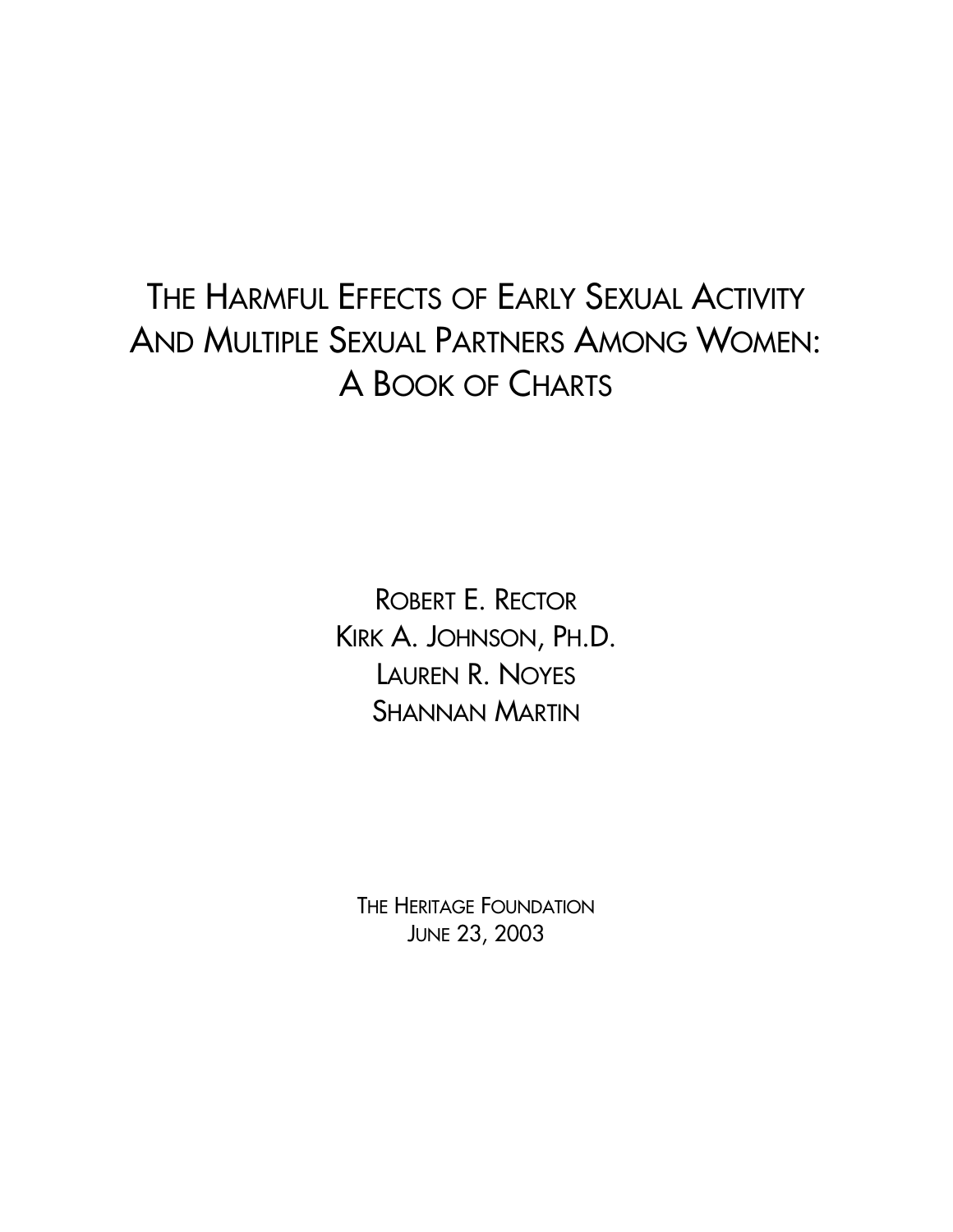# The Harmful Effects of Early Sexual Activity And Multiple Sexual Partners Among Women: A Book of Charts

Robert E. Rector

Kirk A. Johnson, Ph.D.

Lauren R. Noyes

Shannan Martin

The Heritage Foundation

June 23, 2003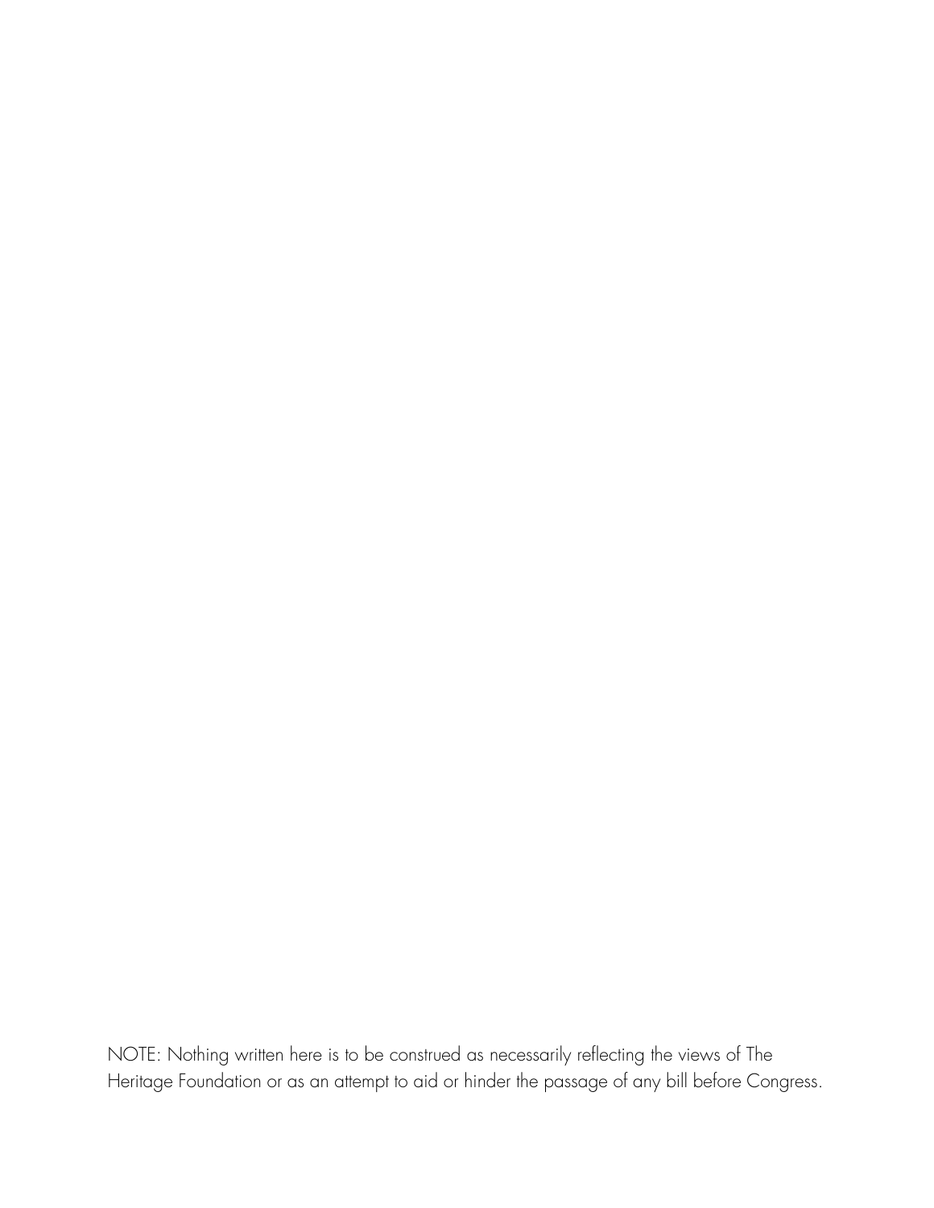NOTE: Nothing written here is to be construed as necessarily reflecting the views of The Heritage Foundation or as an attempt to aid or hinder the passage of any bill before Congress.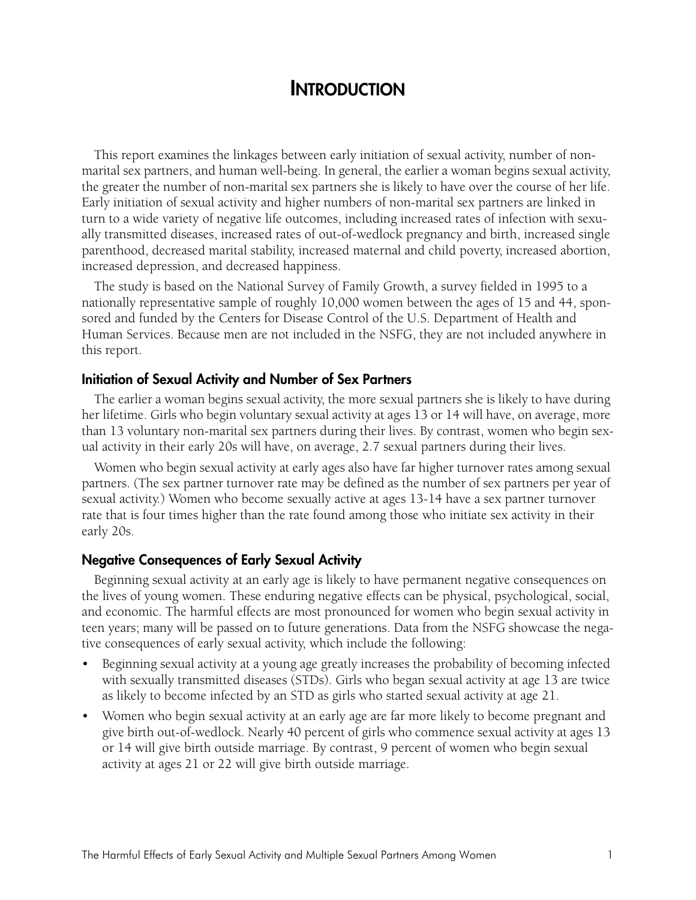# Introduction

This report examines the linkages between early initiation of sexual activity, number of non-marital sex partners, and human well-being. In general, the earlier a woman begins sexual activity, the greater the number of non-marital sex partners she is likely to have over the course of her life. Early initiation of sexual activity and higher numbers of non-marital sex partners are linked in turn to a wide variety of negative life outcomes, including increased rates of infection with sexually transmitted diseases, increased rates of out-of-wedlock pregnancy and birth, increased single parenthood, decreased marital stability, increased maternal and child poverty, increased abortion, increased depression, and decreased happiness.

The study is based on the National Survey of Family Growth, a survey fielded in 1995 to a nationally representative sample of roughly 10,000 women between the ages of 15 and 44, sponsored and funded by the Centers for Disease Control of the U.S. Department of Health and Human Services. Because men are not included in the NSFG, they are not included anywhere in this report.

### Initiation of Sexual Activity and Number of Sex Partners

The earlier a woman begins sexual activity, the more sexual partners she is likely to have during her lifetime. Girls who begin voluntary sexual activity at ages 13 or 14 will have, on average, more than 13 voluntary non-marital sex partners during their lives. By contrast, women who begin sexual activity in their early 20s will have, on average, 2.7 sexual partners during their lives.

Women who begin sexual activity at early ages also have far higher turnover rates among sexual partners. (The sex partner turnover rate may be defined as the number of sex partners per year of sexual activity.) Women who become sexually active at ages 13-14 have a sex partner turnover rate that is four times higher than the rate found among those who initiate sex activity in their early 20s.

### Negative Consequences of Early Sexual Activity

Beginning sexual activity at an early age is likely to have permanent negative consequences on the lives of young women. These enduring negative effects can be physical, psychological, social, and economic. The harmful effects are most pronounced for women who begin sexual activity in teen years; many will be passed on to future generations. Data from the NSFG showcase the negative consequences of early sexual activity, which include the following:

- Beginning sexual activity at a young age greatly increases the probability of becoming infected with sexually transmitted diseases (STDs). Girls who began sexual activity at age 13 are twice as likely to become infected by an STD as girls who started sexual activity at age 21.
- Women who begin sexual activity at an early age are far more likely to become pregnant and give birth out-of-wedlock. Nearly 40 percent of girls who commence sexual activity at ages 13 or 14 will give birth outside marriage. By contrast, 9 percent of women who begin sexual activity at ages 21 or 22 will give birth outside marriage.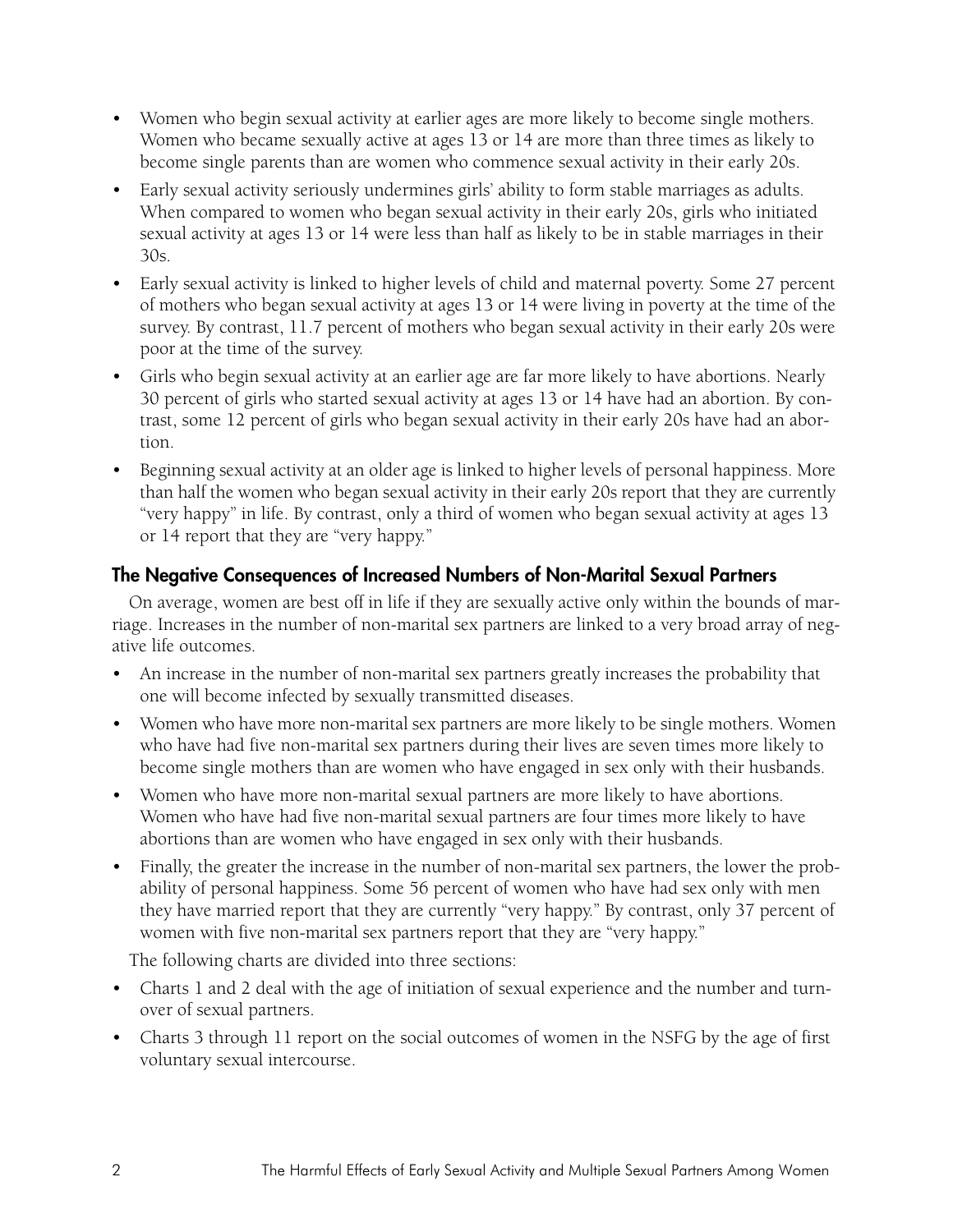- Women who begin sexual activity at earlier ages are more likely to become single mothers. Women who became sexually active at ages 13 or 14 are more than three times as likely to become single parents than are women who commence sexual activity in their early 20s.
- Early sexual activity seriously undermines girls' ability to form stable marriages as adults. When compared to women who began sexual activity in their early 20s, girls who initiated sexual activity at ages 13 or 14 were less than half as likely to be in stable marriages in their 30s.
- Early sexual activity is linked to higher levels of child and maternal poverty. Some 27 percent of mothers who began sexual activity at ages 13 or 14 were living in poverty at the time of the survey. By contrast, 11.7 percent of mothers who began sexual activity in their early 20s were poor at the time of the survey.
- Girls who begin sexual activity at an earlier age are far more likely to have abortions. Nearly 30 percent of girls who started sexual activity at ages 13 or 14 have had an abortion. By contrast, some 12 percent of girls who began sexual activity in their early 20s have had an abortion.
- Beginning sexual activity at an older age is linked to higher levels of personal happiness. More than half the women who began sexual activity in their early 20s report that they are currently "very happy" in life. By contrast, only a third of women who began sexual activity at ages 13 or 14 report that they are "very happy."

## The Negative Consequences of Increased Numbers of Non-Marital Sexual Partners

On average, women are best off in life if they are sexually active only within the bounds of marriage. Increases in the number of non-marital sex partners are linked to a very broad array of negative life outcomes.

- An increase in the number of non-marital sex partners greatly increases the probability that one will become infected by sexually transmitted diseases.
- Women who have more non-marital sex partners are more likely to be single mothers. Women who have had five non-marital sex partners during their lives are seven times more likely to become single mothers than are women who have engaged in sex only with their husbands.
- Women who have more non-marital sexual partners are more likely to have abortions. Women who have had five non-marital sexual partners are four times more likely to have abortions than are women who have engaged in sex only with their husbands.
- Finally, the greater the increase in the number of non-marital sex partners, the lower the probability of personal happiness. Some 56 percent of women who have had sex only with men they have married report that they are currently "very happy." By contrast, only 37 percent of women with five non-marital sex partners report that they are "very happy."

The following charts are divided into three sections:

- Charts 1 and 2 deal with the age of initiation of sexual experience and the number and turnover of sexual partners.
- Charts 3 through 11 report on the social outcomes of women in the NSFG by the age of first voluntary sexual intercourse.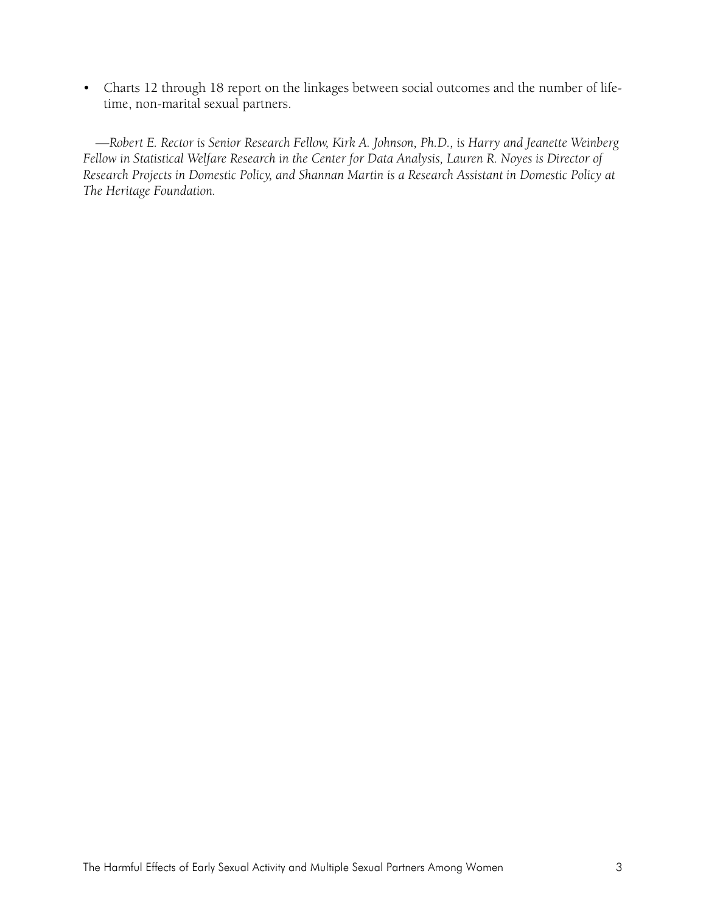- Charts 12 through 18 report on the linkages between social outcomes and the number of lifetime, non-marital sexual partners.

*—Robert E. Rector is Senior Research Fellow, Kirk A. Johnson, Ph.D., is Harry and Jeanette Weinberg Fellow in Statistical Welfare Research in the Center for Data Analysis, Lauren R. Noyes is Director of Research Projects in Domestic Policy, and Shannan Martin is a Research Assistant in Domestic Policy at The Heritage Foundation.*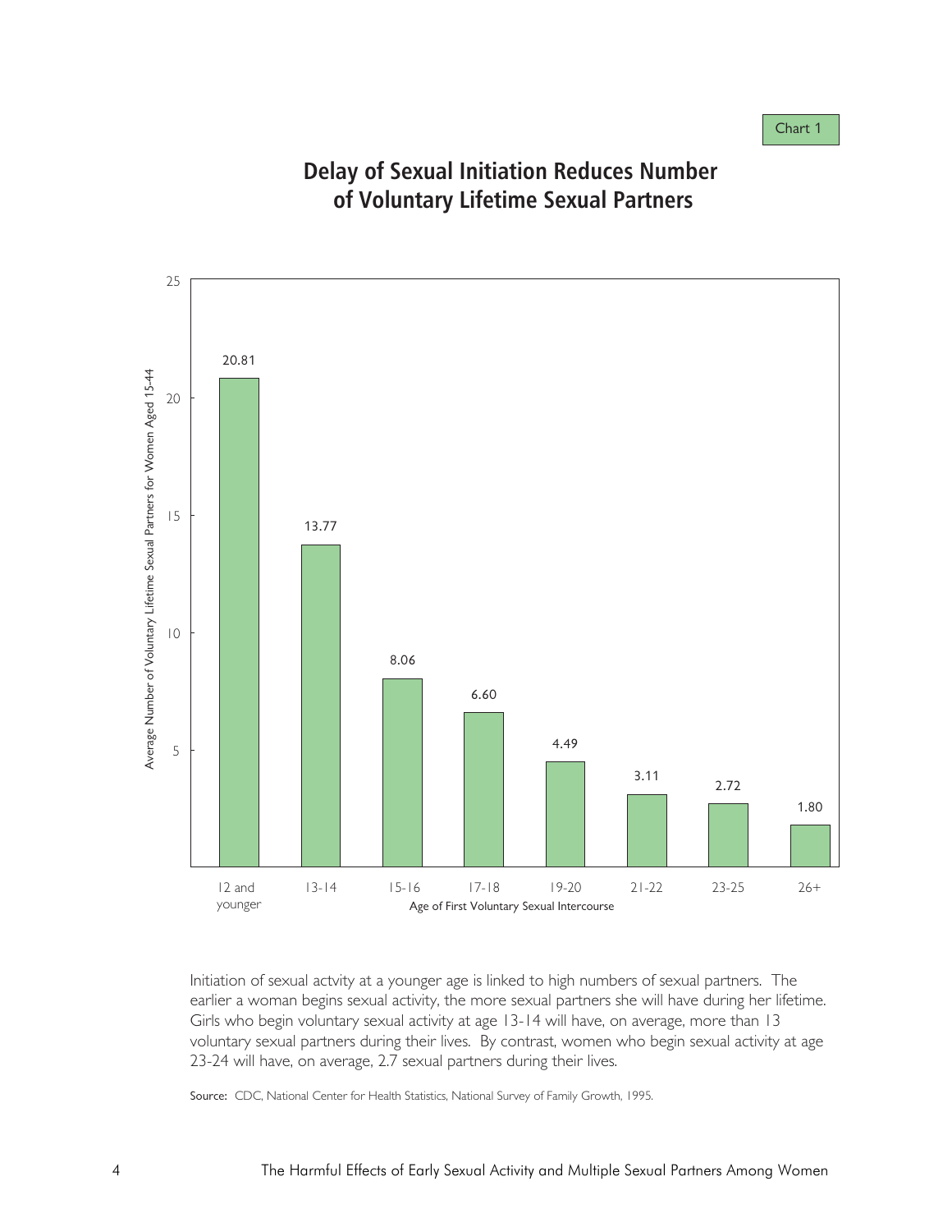Chart 1

## Delay of Sexual Initiation Reduces Number of Voluntary Lifetime Sexual Partners

| Age of First Voluntary Sexual Intercourse | Average Number of Voluntary Lifetime Sexual Partners for Women Aged 15-44 |
| --- | --- |
| 12 and younger | 20.81 |
| 13-14 | 13.77 |
| 15-16 | 8.06 |
| 17-18 | 6.60 |
| 19-20 | 4.49 |
| 21-22 | 3.11 |
| 23-25 | 2.72 |
| 26+ | 1.80 |

Initiation of sexual actvity at a younger age is linked to high numbers of sexual partners. The earlier a woman begins sexual activity, the more sexual partners she will have during her lifetime. Girls who begin voluntary sexual activity at age 13-14 will have, on average, more than 13 voluntary sexual partners during their lives. By contrast, women who begin sexual activity at age 23-24 will have, on average, 2.7 sexual partners during their lives.

Source: CDC, National Center for Health Statistics, National Survey of Family Growth, 1995.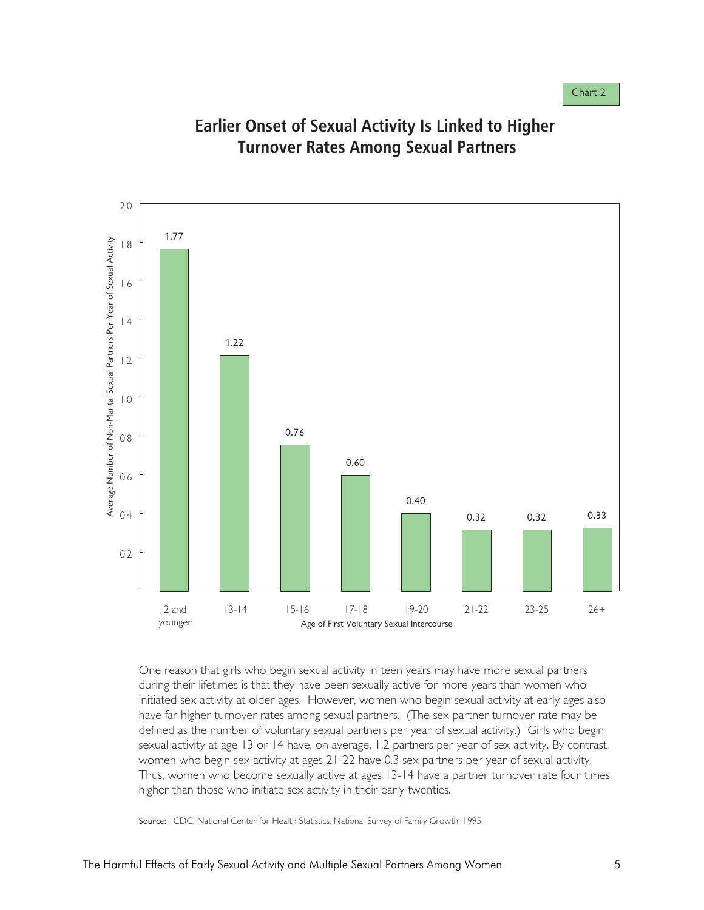Chart 2

## Earlier Onset of Sexual Activity Is Linked to Higher Turnover Rates Among Sexual Partners

| Age of First Voluntary Sexual Intercourse | Average Number of Non-Marital Sexual Partners Per Year of Sexual Activity |
| --- | --- |
| 12 and younger | 1.77 |
| 13-14 | 1.22 |
| 15-16 | 0.76 |
| 17-18 | 0.60 |
| 19-20 | 0.40 |
| 21-22 | 0.32 |
| 23-25 | 0.32 |
| 26+ | 0.33 |

One reason that girls who begin sexual activity in teen years may have more sexual partners during their lifetimes is that they have been sexually active for more years than women who initiated sex activity at older ages. However, women who begin sexual activity at early ages also have far higher turnover rates among sexual partners. (The sex partner turnover rate may be defined as the number of voluntary sexual partners per year of sexual activity.) Girls who begin sexual activity at age 13 or 14 have, on average, 1.2 partners per year of sex activity. By contrast, women who begin sex activity at ages 21-22 have 0.3 sex partners per year of sexual activity. Thus, women who become sexually active at ages 13-14 have a partner turnover rate four times higher than those who initiate sex activity in their early twenties.

Source: CDC, National Center for Health Statistics, National Survey of Family Growth, 1995.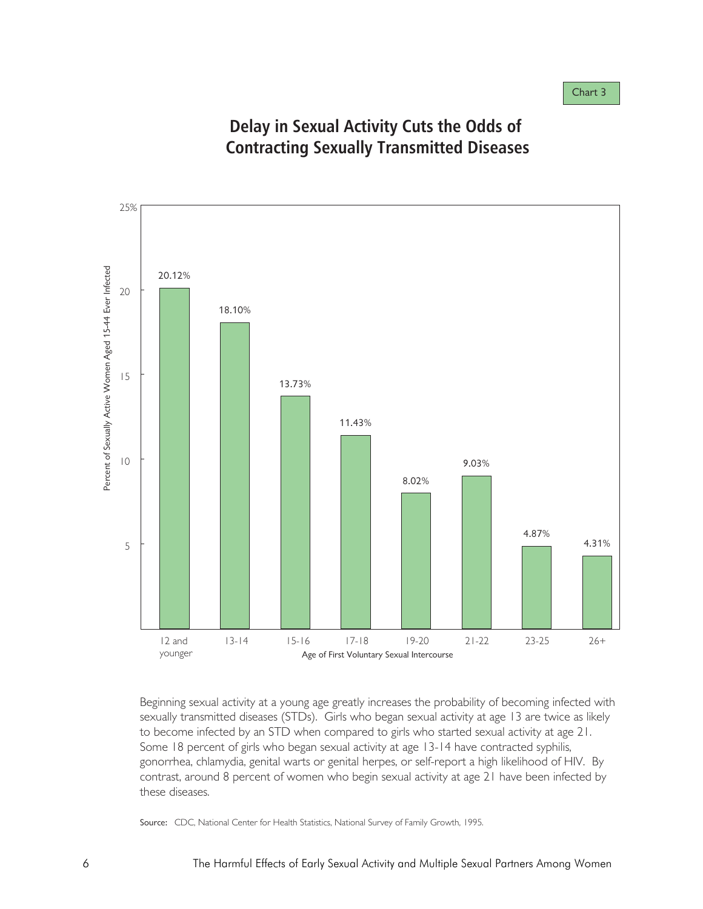Chart 3

## Delay in Sexual Activity Cuts the Odds of Contracting Sexually Transmitted Diseases

| Age of First Voluntary Sexual Intercourse | Percent of Sexually Active Women Aged 15-44 Ever Infected |
|---|---|
| 12 and younger | 20.12% |
| 13-14 | 18.10% |
| 15-16 | 13.73% |
| 17-18 | 11.43% |
| 19-20 | 8.02% |
| 21-22 | 9.03% |
| 23-25 | 4.87% |
| 26+ | 4.31% |

Beginning sexual activity at a young age greatly increases the probability of becoming infected with sexually transmitted diseases (STDs). Girls who began sexual activity at age 13 are twice as likely to become infected by an STD when compared to girls who started sexual activity at age 21. Some 18 percent of girls who began sexual activity at age 13-14 have contracted syphilis, gonorrhea, chlamydia, genital warts or genital herpes, or self-report a high likelihood of HIV. By contrast, around 8 percent of women who begin sexual activity at age 21 have been infected by these diseases.

Source: CDC, National Center for Health Statistics, National Survey of Family Growth, 1995.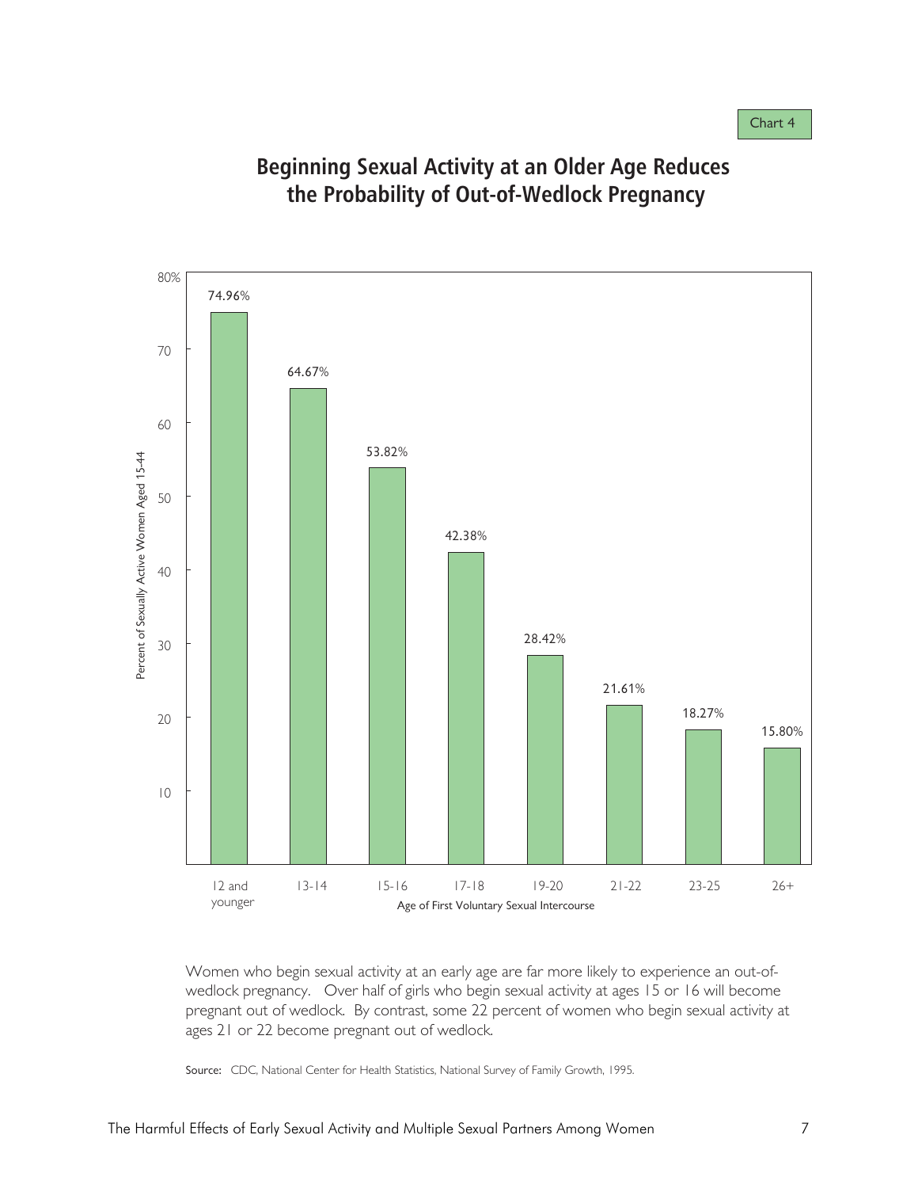Chart 4

## Beginning Sexual Activity at an Older Age Reduces the Probability of Out-of-Wedlock Pregnancy

| Age of First Voluntary Sexual Intercourse | Percent of Sexually Active Women Aged 15-44 |
|---|---|
| 12 and younger | 74.96% |
| 13-14 | 64.67% |
| 15-16 | 53.82% |
| 17-18 | 42.38% |
| 19-20 | 28.42% |
| 21-22 | 21.61% |
| 23-25 | 18.27% |
| 26+ | 15.80% |

Women who begin sexual activity at an early age are far more likely to experience an out-of-wedlock pregnancy. Over half of girls who begin sexual activity at ages 15 or 16 will become pregnant out of wedlock. By contrast, some 22 percent of women who begin sexual activity at ages 21 or 22 become pregnant out of wedlock.

**Source:** CDC, National Center for Health Statistics, National Survey of Family Growth, 1995.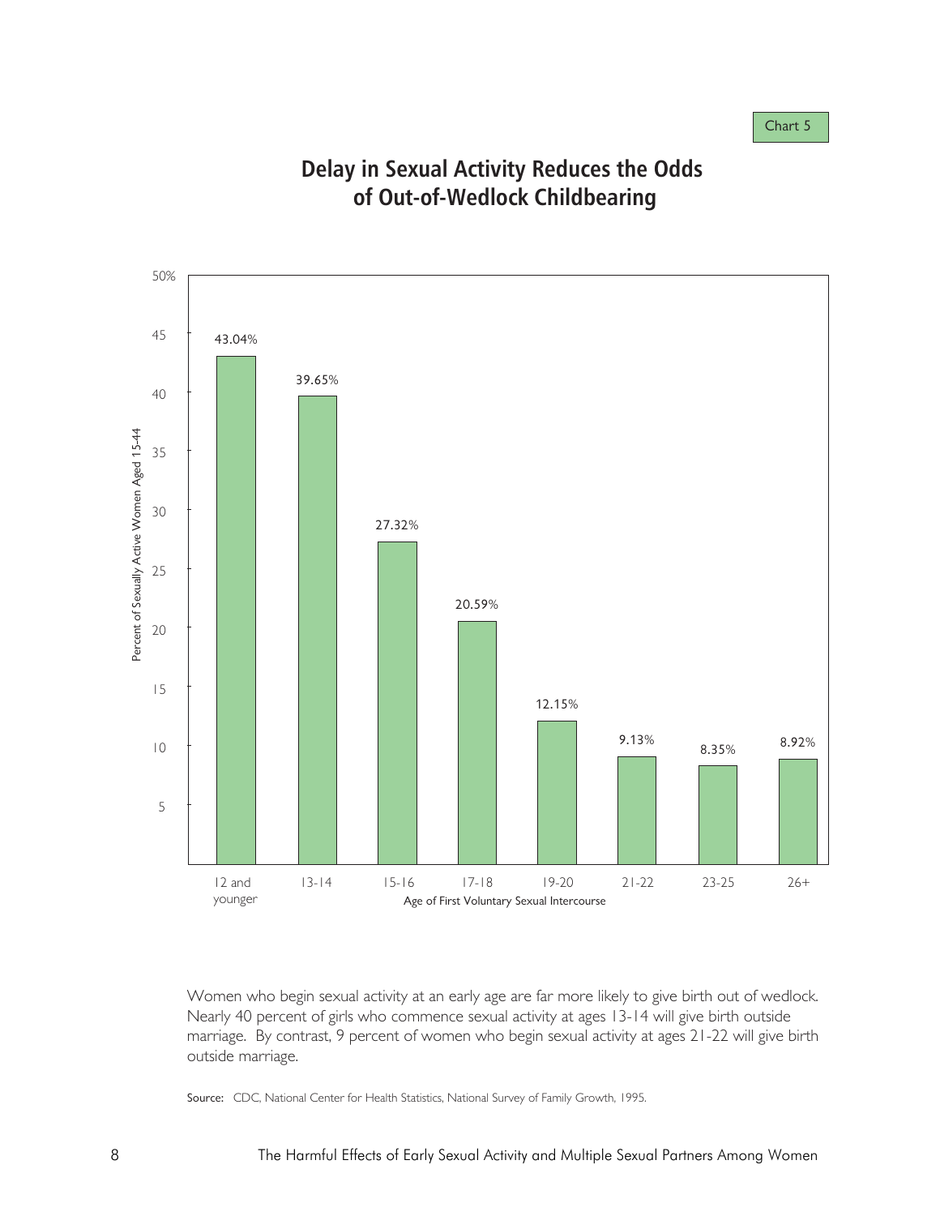Chart 5

## Delay in Sexual Activity Reduces the Odds of Out-of-Wedlock Childbearing

| Age of First Voluntary Sexual Intercourse | Percent of Sexually Active Women Aged 15-44 |
| --- | --- |
| 12 and younger | 43.04% |
| 13-14 | 39.65% |
| 15-16 | 27.32% |
| 17-18 | 20.59% |
| 19-20 | 12.15% |
| 21-22 | 9.13% |
| 23-25 | 8.35% |
| 26+ | 8.92% |

Women who begin sexual activity at an early age are far more likely to give birth out of wedlock. Nearly 40 percent of girls who commence sexual activity at ages 13-14 will give birth outside marriage. By contrast, 9 percent of women who begin sexual activity at ages 21-22 will give birth outside marriage.

**Source:** CDC, National Center for Health Statistics, National Survey of Family Growth, 1995.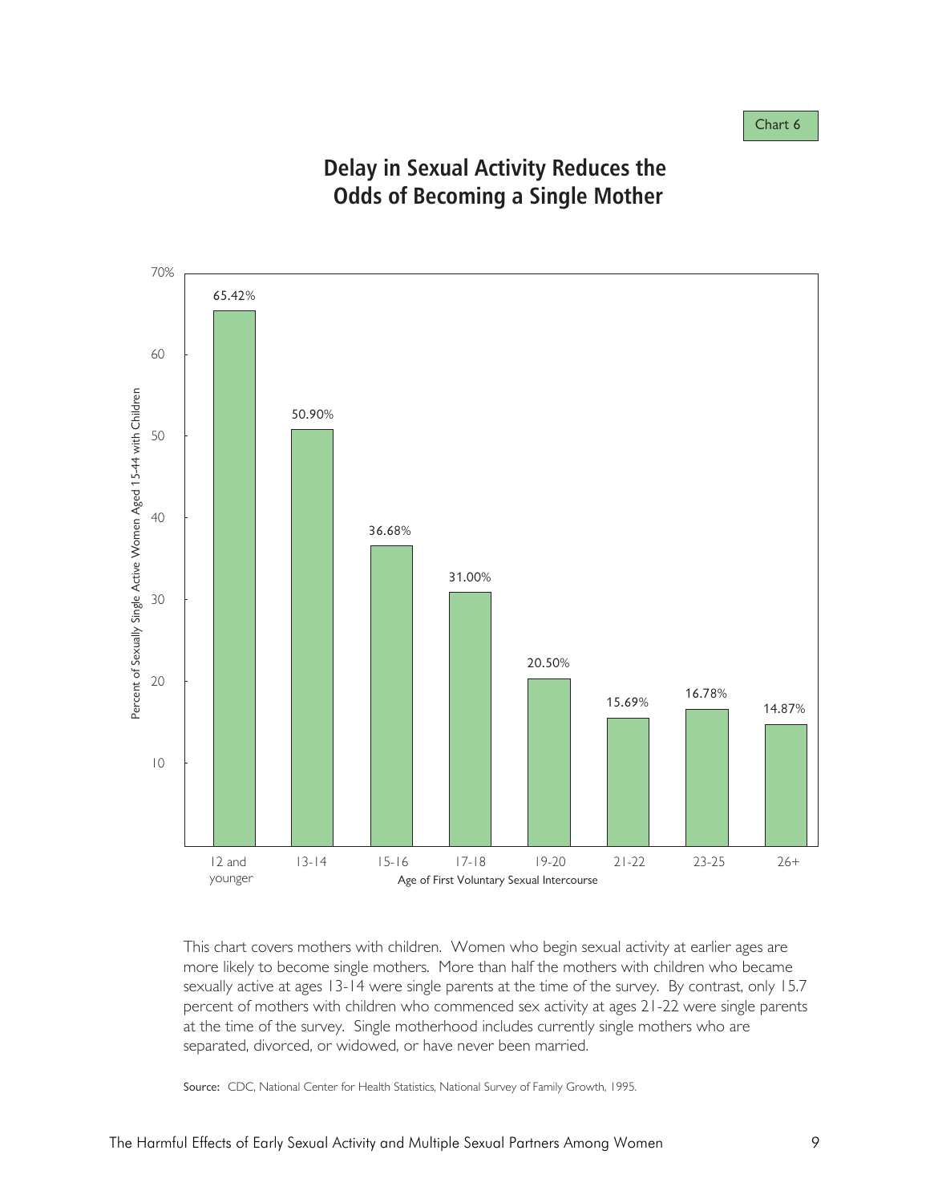Chart 6

## Delay in Sexual Activity Reduces the Odds of Becoming a Single Mother

| Age of First Voluntary Sexual Intercourse | Percent of Sexually Single Active Women Aged 15-44 with Children |
|---|---|
| 12 and younger | 65.42% |
| 13-14 | 50.90% |
| 15-16 | 36.68% |
| 17-18 | 31.00% |
| 19-20 | 20.50% |
| 21-22 | 15.69% |
| 23-25 | 16.78% |
| 26+ | 14.87% |

This chart covers mothers with children. Women who begin sexual activity at earlier ages are more likely to become single mothers. More than half the mothers with children who became sexually active at ages 13-14 were single parents at the time of the survey. By contrast, only 15.7 percent of mothers with children who commenced sex activity at ages 21-22 were single parents at the time of the survey. Single motherhood includes currently single mothers who are separated, divorced, or widowed, or have never been married.

Source: CDC, National Center for Health Statistics, National Survey of Family Growth, 1995.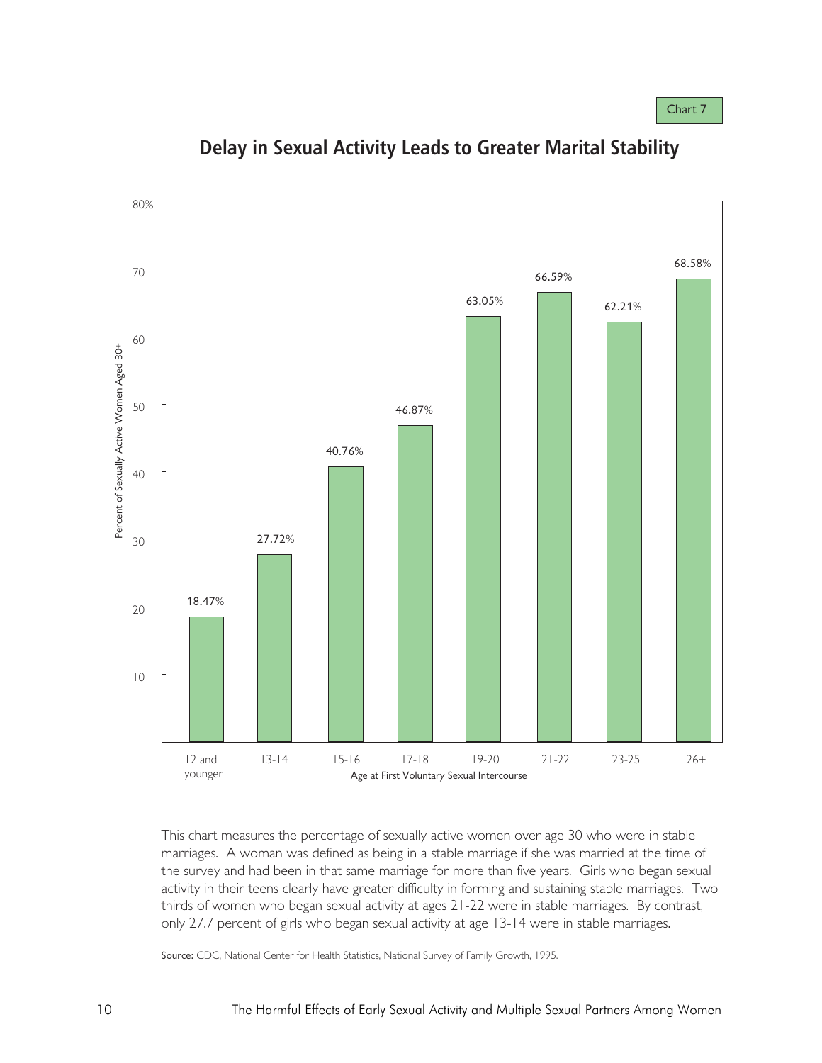Chart 7

## Delay in Sexual Activity Leads to Greater Marital Stability

| Age at First Voluntary Sexual Intercourse | Percent of Sexually Active Women Aged 30+ |
|---|---|
| 12 and younger | 18.47% |
| 13-14 | 27.72% |
| 15-16 | 40.76% |
| 17-18 | 46.87% |
| 19-20 | 63.05% |
| 21-22 | 66.59% |
| 23-25 | 62.21% |
| 26+ | 68.58% |

This chart measures the percentage of sexually active women over age 30 who were in stable marriages. A woman was defined as being in a stable marriage if she was married at the time of the survey and had been in that same marriage for more than five years. Girls who began sexual activity in their teens clearly have greater difficulty in forming and sustaining stable marriages. Two thirds of women who began sexual activity at ages 21-22 were in stable marriages. By contrast, only 27.7 percent of girls who began sexual activity at age 13-14 were in stable marriages.

**Source:** CDC, National Center for Health Statistics, National Survey of Family Growth, 1995.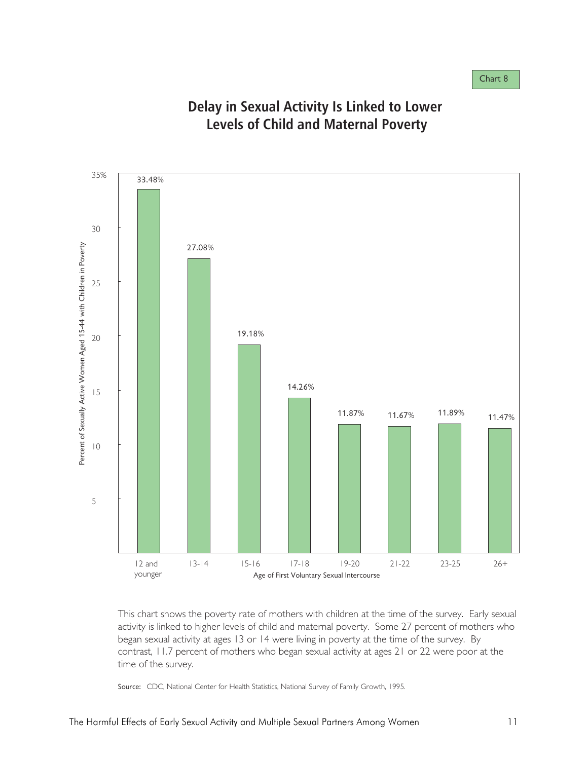Chart 8

# Delay in Sexual Activity Is Linked to Lower Levels of Child and Maternal Poverty

| Age of First Voluntary Sexual Intercourse | Percent of Sexually Active Women Aged 15-44 with Children in Poverty |
|---|---|
| 12 and younger | 33.48% |
| 13-14 | 27.08% |
| 15-16 | 19.18% |
| 17-18 | 14.26% |
| 19-20 | 11.87% |
| 21-22 | 11.67% |
| 23-25 | 11.89% |
| 26+ | 11.47% |

This chart shows the poverty rate of mothers with children at the time of the survey. Early sexual activity is linked to higher levels of child and maternal poverty. Some 27 percent of mothers who began sexual activity at ages 13 or 14 were living in poverty at the time of the survey. By contrast, 11.7 percent of mothers who began sexual activity at ages 21 or 22 were poor at the time of the survey.

Source: CDC, National Center for Health Statistics, National Survey of Family Growth, 1995.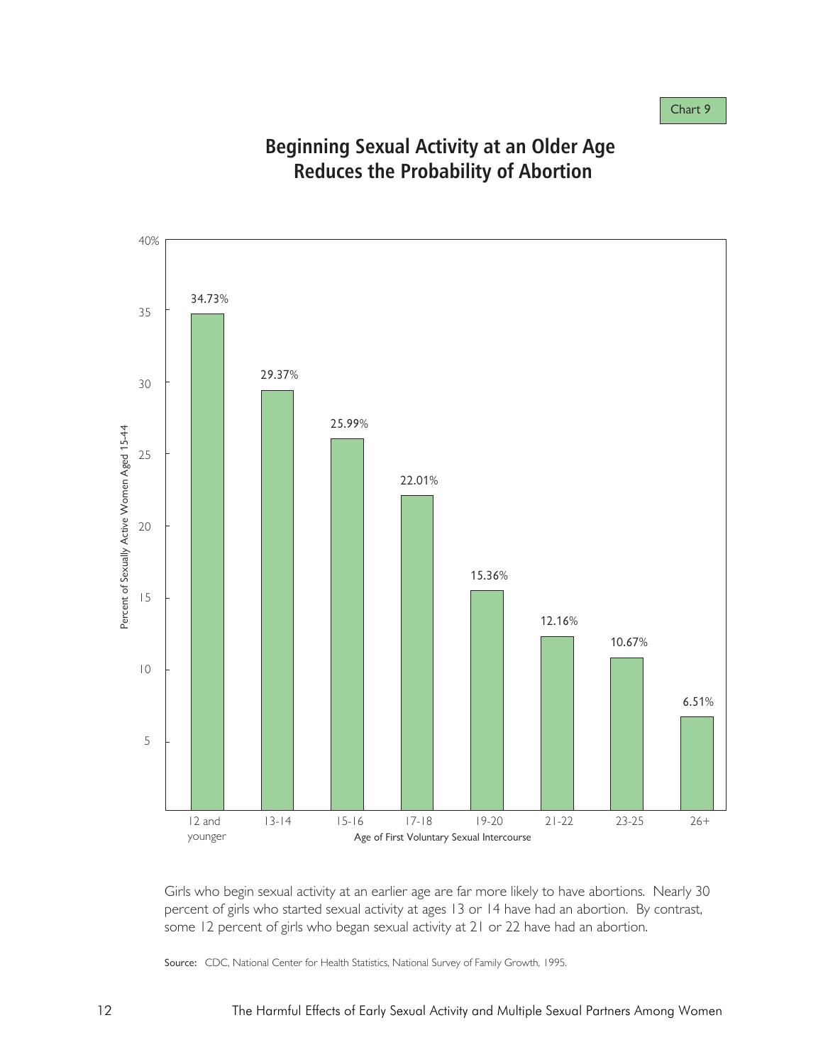Chart 9

## Beginning Sexual Activity at an Older Age Reduces the Probability of Abortion

| Age of First Voluntary Sexual Intercourse | Percent of Sexually Active Women Aged 15-44 |
|---|---|
| 12 and younger | 34.73% |
| 13-14 | 29.37% |
| 15-16 | 25.99% |
| 17-18 | 22.01% |
| 19-20 | 15.36% |
| 21-22 | 12.16% |
| 23-25 | 10.67% |
| 26+ | 6.51% |

Girls who begin sexual activity at an earlier age are far more likely to have abortions. Nearly 30 percent of girls who started sexual activity at ages 13 or 14 have had an abortion. By contrast, some 12 percent of girls who began sexual activity at 21 or 22 have had an abortion.

Source: CDC, National Center for Health Statistics, National Survey of Family Growth, 1995.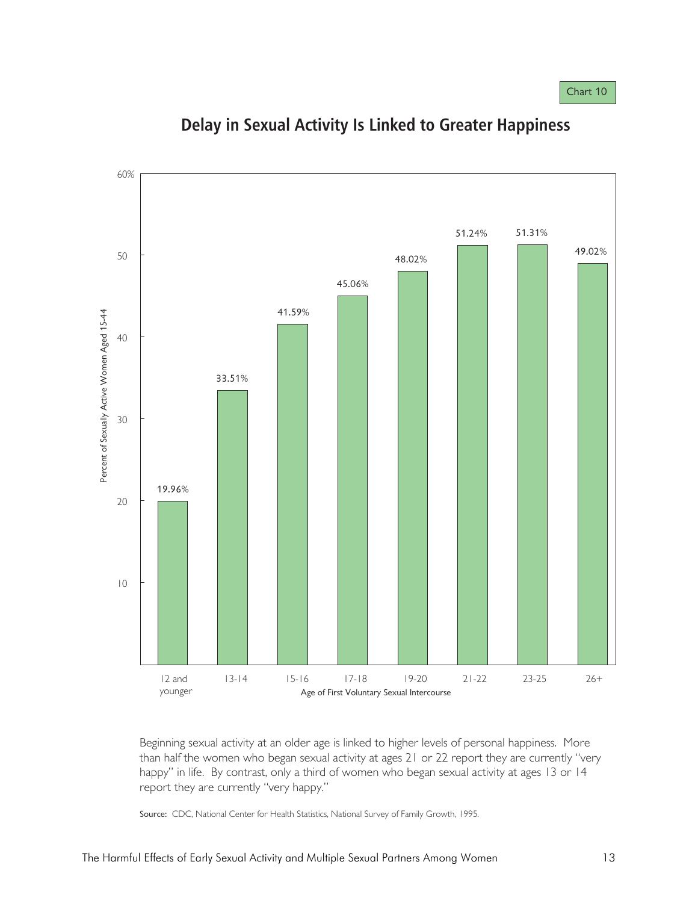Chart 10

## Delay in Sexual Activity Is Linked to Greater Happiness

| Age of First Voluntary Sexual Intercourse | Percent of Sexually Active Women Aged 15-44 |
|---|---|
| 12 and younger | 19.96% |
| 13-14 | 33.51% |
| 15-16 | 41.59% |
| 17-18 | 45.06% |
| 19-20 | 48.02% |
| 21-22 | 51.24% |
| 23-25 | 51.31% |
| 26+ | 49.02% |

Beginning sexual activity at an older age is linked to higher levels of personal happiness. More than half the women who began sexual activity at ages 21 or 22 report they are currently "very happy" in life. By contrast, only a third of women who began sexual activity at ages 13 or 14 report they are currently "very happy."

Source: CDC, National Center for Health Statistics, National Survey of Family Growth, 1995.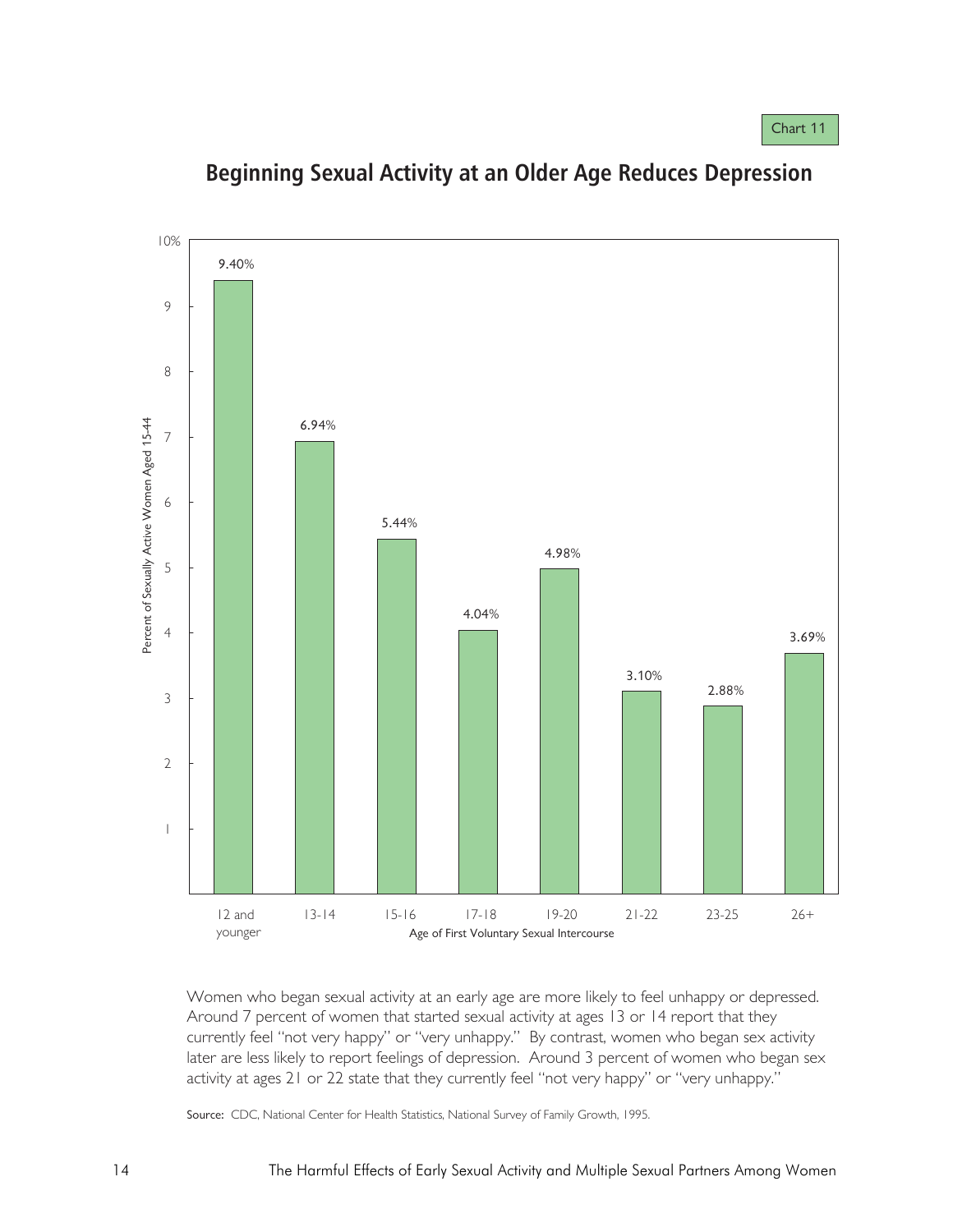Chart 11

## Beginning Sexual Activity at an Older Age Reduces Depression

| Age of First Voluntary Sexual Intercourse | Percent of Sexually Active Women Aged 15-44 |
| --- | --- |
| 12 and younger | 9.40% |
| 13-14 | 6.94% |
| 15-16 | 5.44% |
| 17-18 | 4.04% |
| 19-20 | 4.98% |
| 21-22 | 3.10% |
| 23-25 | 2.88% |
| 26+ | 3.69% |

Women who began sexual activity at an early age are more likely to feel unhappy or depressed. Around 7 percent of women that started sexual activity at ages 13 or 14 report that they currently feel "not very happy" or "very unhappy." By contrast, women who began sex activity later are less likely to report feelings of depression. Around 3 percent of women who began sex activity at ages 21 or 22 state that they currently feel "not very happy" or "very unhappy."

Source: CDC, National Center for Health Statistics, National Survey of Family Growth, 1995.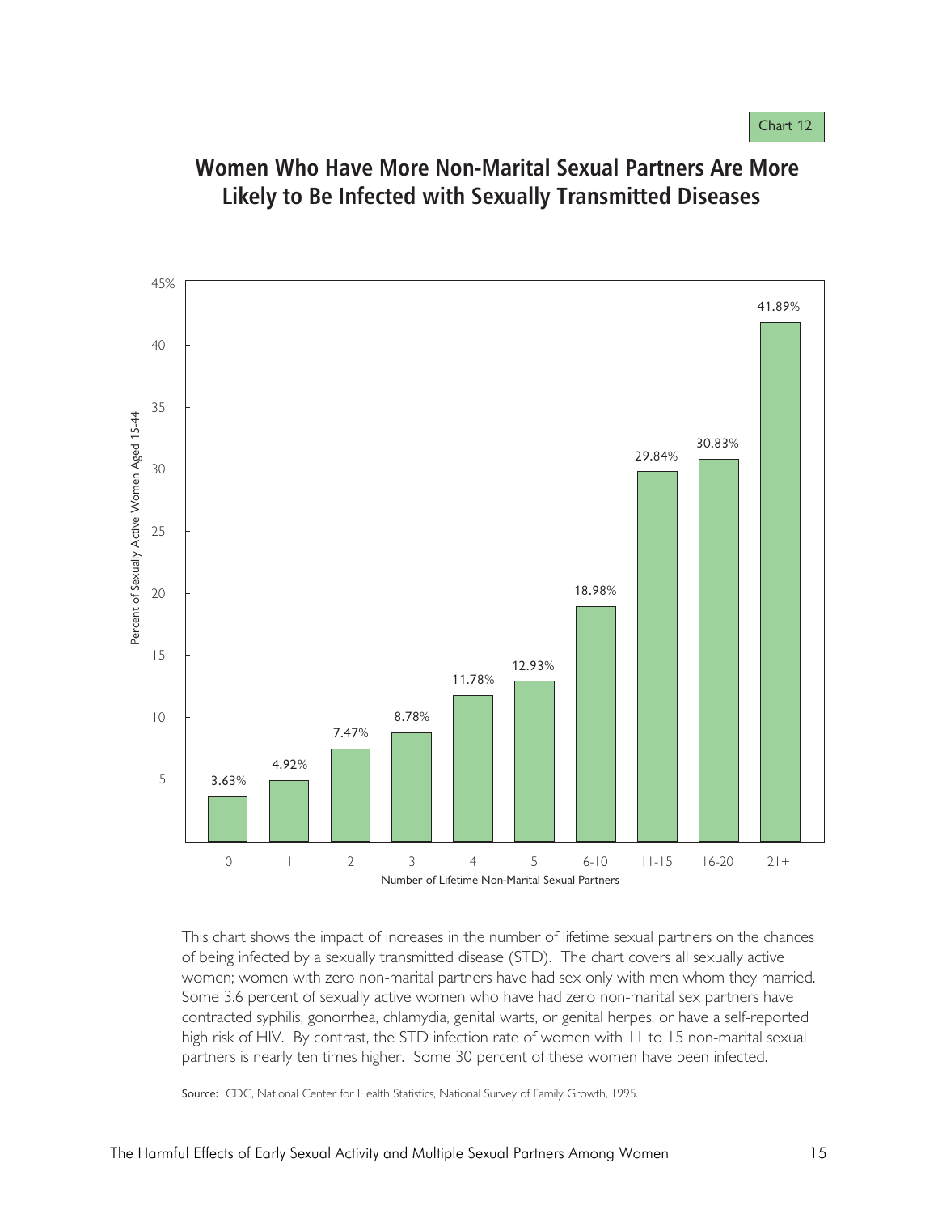Chart 12

## Women Who Have More Non-Marital Sexual Partners Are More Likely to Be Infected with Sexually Transmitted Diseases

| Number of Lifetime Non-Marital Sexual Partners | Percent of Sexually Active Women Aged 15-44 |
|---|---|
| 0 | 3.63% |
| 1 | 4.92% |
| 2 | 7.47% |
| 3 | 8.78% |
| 4 | 11.78% |
| 5 | 12.93% |
| 6-10 | 18.98% |
| 11-15 | 29.84% |
| 16-20 | 30.83% |
| 21+ | 41.89% |

This chart shows the impact of increases in the number of lifetime sexual partners on the chances of being infected by a sexually transmitted disease (STD). The chart covers all sexually active women; women with zero non-marital partners have had sex only with men whom they married. Some 3.6 percent of sexually active women who have had zero non-marital sex partners have contracted syphilis, gonorrhea, chlamydia, genital warts, or genital herpes, or have a self-reported high risk of HIV. By contrast, the STD infection rate of women with 11 to 15 non-marital sexual partners is nearly ten times higher. Some 30 percent of these women have been infected.

**Source:** CDC, National Center for Health Statistics, National Survey of Family Growth, 1995.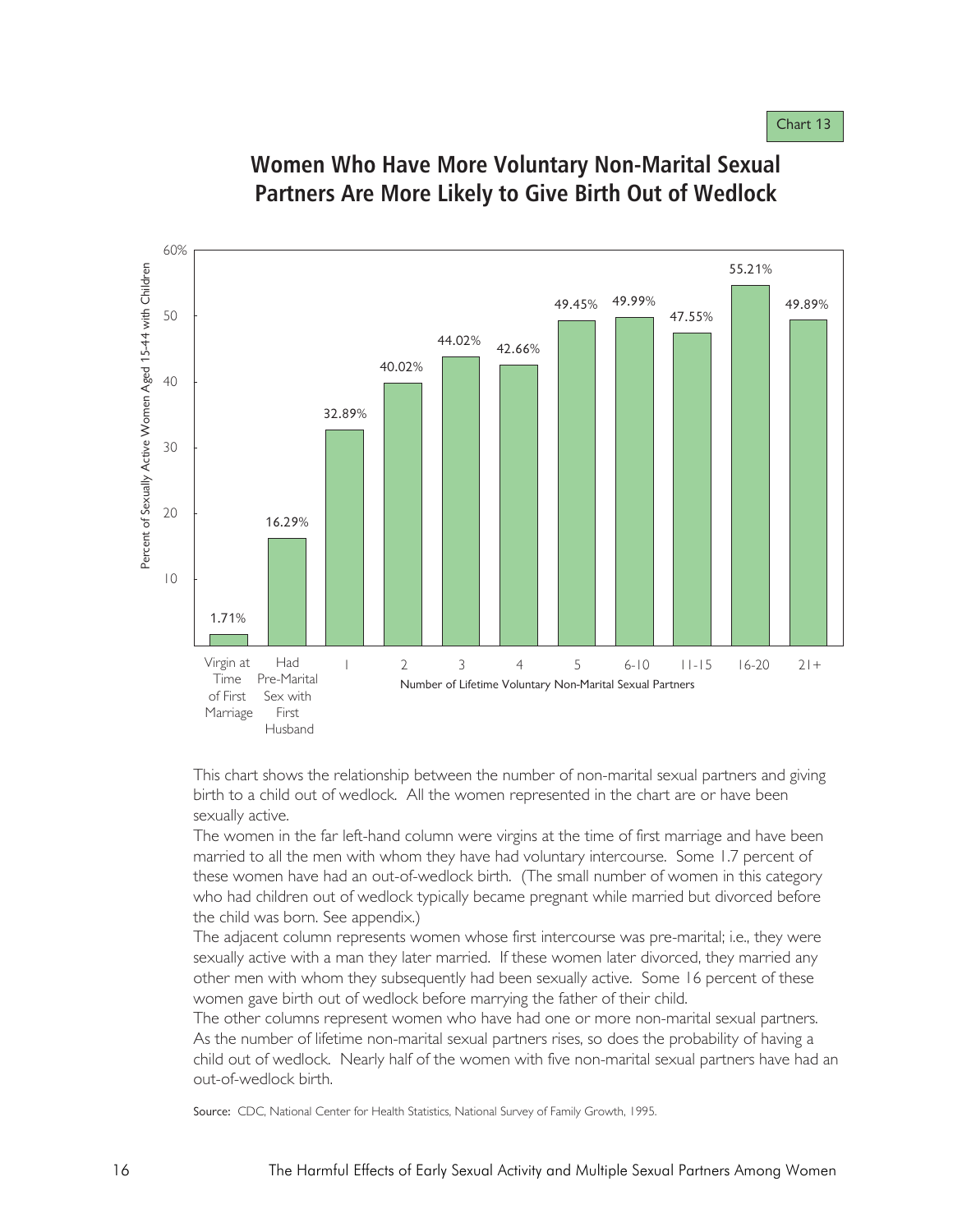Chart 13

## Women Who Have More Voluntary Non-Marital Sexual Partners Are More Likely to Give Birth Out of Wedlock

| Category | Percent of Sexually Active Women Aged 15-44 with Children |
| --- | --- |
| Virgin at Time of First Marriage | 1.71% |
| Had Pre-Marital Sex with First Husband | 16.29% |
| 1 | 32.89% |
| 2 | 40.02% |
| 3 | 44.02% |
| 4 | 42.66% |
| 5 | 49.45% |
| 6-10 | 49.99% |
| 11-15 | 47.55% |
| 16-20 | 55.21% |
| 21+ | 49.89% |

Number of Lifetime Voluntary Non-Marital Sexual Partners

This chart shows the relationship between the number of non-marital sexual partners and giving birth to a child out of wedlock. All the women represented in the chart are or have been sexually active.

The women in the far left-hand column were virgins at the time of first marriage and have been married to all the men with whom they have had voluntary intercourse. Some 1.7 percent of these women have had an out-of-wedlock birth. (The small number of women in this category who had children out of wedlock typically became pregnant while married but divorced before the child was born. See appendix.)

The adjacent column represents women whose first intercourse was pre-marital; i.e., they were sexually active with a man they later married. If these women later divorced, they married any other men with whom they subsequently had been sexually active. Some 16 percent of these women gave birth out of wedlock before marrying the father of their child.

The other columns represent women who have had one or more non-marital sexual partners. As the number of lifetime non-marital sexual partners rises, so does the probability of having a child out of wedlock. Nearly half of the women with five non-marital sexual partners have had an out-of-wedlock birth.

**Source:** CDC, National Center for Health Statistics, National Survey of Family Growth, 1995.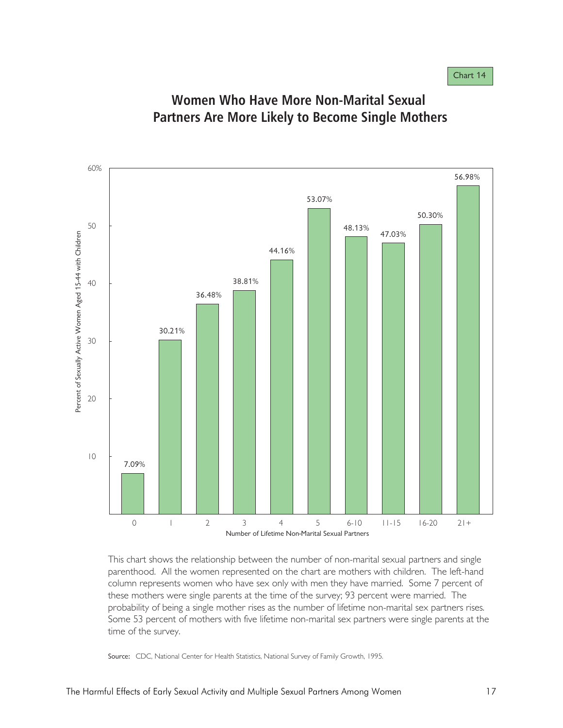Chart 14

## Women Who Have More Non-Marital Sexual Partners Are More Likely to Become Single Mothers

| Number of Lifetime Non-Marital Sexual Partners | Percent of Sexually Active Women Aged 15-44 with Children |
|---|---|
| 0 | 7.09% |
| 1 | 30.21% |
| 2 | 36.48% |
| 3 | 38.81% |
| 4 | 44.16% |
| 5 | 53.07% |
| 6-10 | 48.13% |
| 11-15 | 47.03% |
| 16-20 | 50.30% |
| 21+ | 56.98% |

This chart shows the relationship between the number of non-marital sexual partners and single parenthood. All the women represented on the chart are mothers with children. The left-hand column represents women who have sex only with men they have married. Some 7 percent of these mothers were single parents at the time of the survey; 93 percent were married. The probability of being a single mother rises as the number of lifetime non-marital sex partners rises. Some 53 percent of mothers with five lifetime non-marital sex partners were single parents at the time of the survey.

**Source:** CDC, National Center for Health Statistics, National Survey of Family Growth, 1995.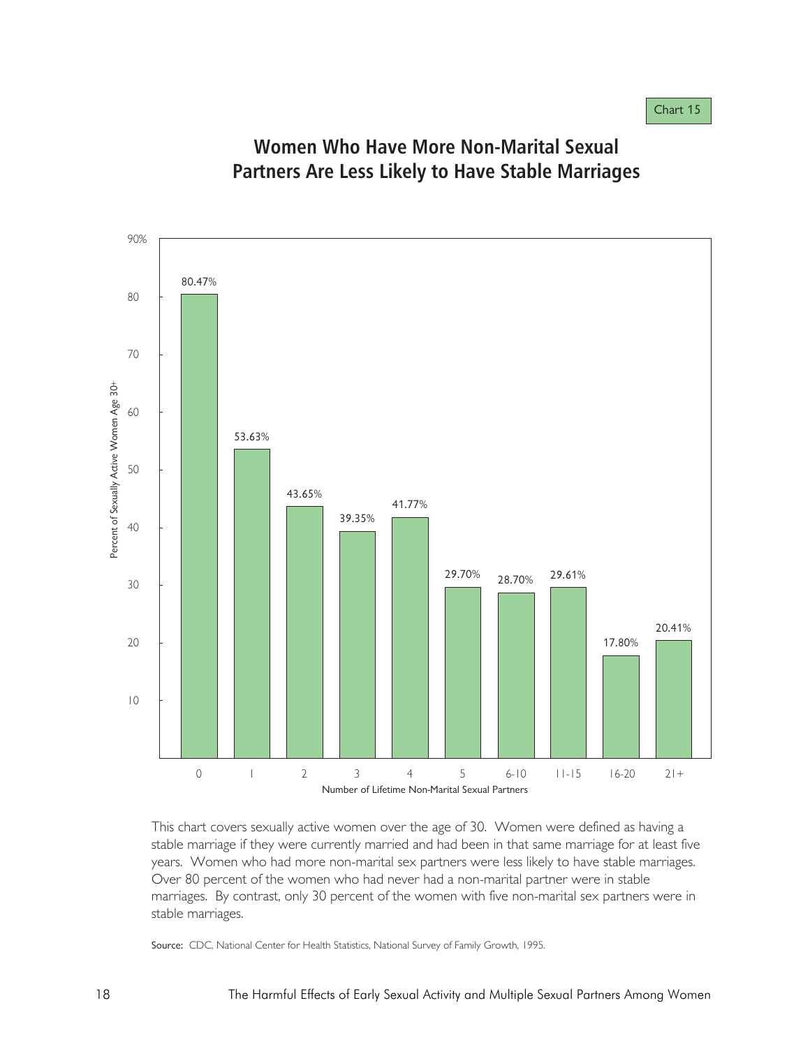Chart 15

## Women Who Have More Non-Marital Sexual Partners Are Less Likely to Have Stable Marriages

| Number of Lifetime Non-Marital Sexual Partners | Percent of Sexually Active Women Age 30+ |
|---|---|
| 0 | 80.47% |
| 1 | 53.63% |
| 2 | 43.65% |
| 3 | 39.35% |
| 4 | 41.77% |
| 5 | 29.70% |
| 6-10 | 28.70% |
| 11-15 | 29.61% |
| 16-20 | 17.80% |
| 21+ | 20.41% |

This chart covers sexually active women over the age of 30. Women were defined as having a stable marriage if they were currently married and had been in that same marriage for at least five years. Women who had more non-marital sex partners were less likely to have stable marriages. Over 80 percent of the women who had never had a non-marital partner were in stable marriages. By contrast, only 30 percent of the women with five non-marital sex partners were in stable marriages.

**Source:** CDC, National Center for Health Statistics, National Survey of Family Growth, 1995.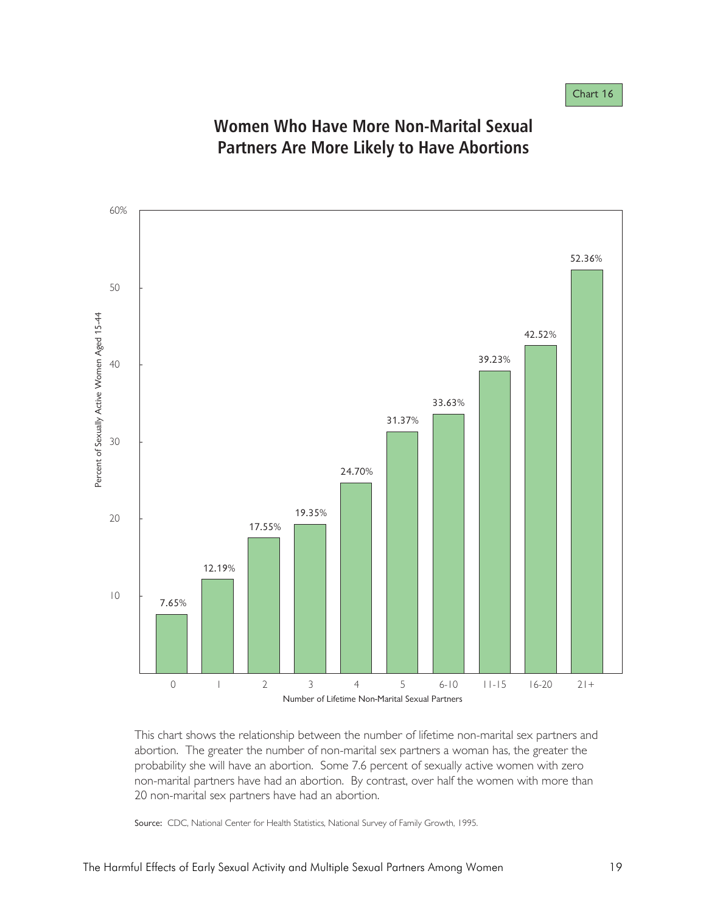Chart 16

## Women Who Have More Non-Marital Sexual Partners Are More Likely to Have Abortions

| Number of Lifetime Non-Marital Sexual Partners | Percent of Sexually Active Women Aged 15-44 |
|---|---|
| 0 | 7.65% |
| 1 | 12.19% |
| 2 | 17.55% |
| 3 | 19.35% |
| 4 | 24.70% |
| 5 | 31.37% |
| 6-10 | 33.63% |
| 11-15 | 39.23% |
| 16-20 | 42.52% |
| 21+ | 52.36% |

This chart shows the relationship between the number of lifetime non-marital sex partners and abortion. The greater the number of non-marital sex partners a woman has, the greater the probability she will have an abortion. Some 7.6 percent of sexually active women with zero non-marital partners have had an abortion. By contrast, over half the women with more than 20 non-marital sex partners have had an abortion.

**Source:** CDC, National Center for Health Statistics, National Survey of Family Growth, 1995.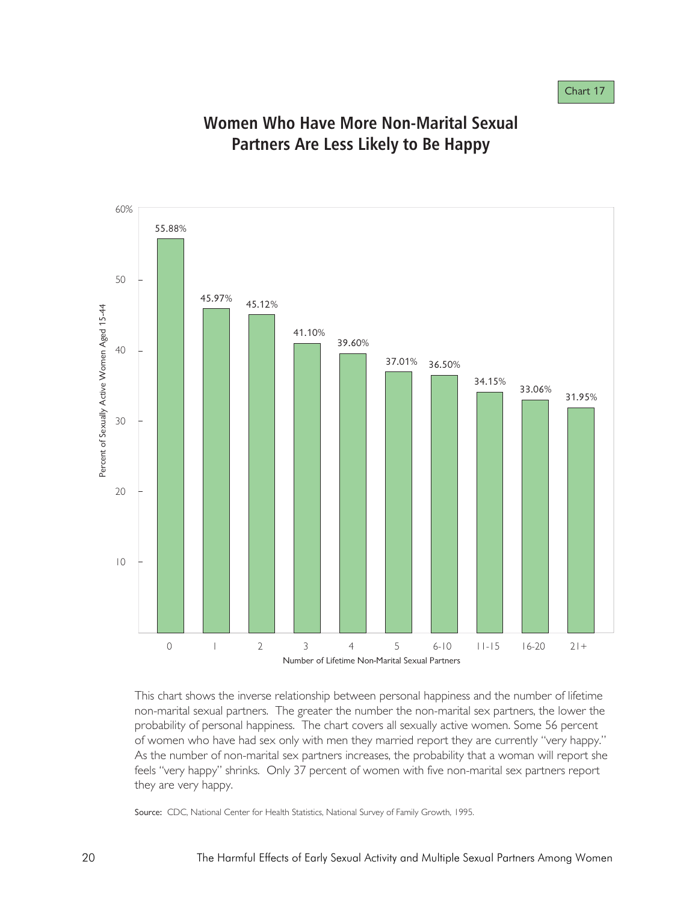Chart 17

## Women Who Have More Non-Marital Sexual Partners Are Less Likely to Be Happy

| Number of Lifetime Non-Marital Sexual Partners | Percent of Sexually Active Women Aged 15-44 |
|---|---|
| 0 | 55.88% |
| 1 | 45.97% |
| 2 | 45.12% |
| 3 | 41.10% |
| 4 | 39.60% |
| 5 | 37.01% |
| 6-10 | 36.50% |
| 11-15 | 34.15% |
| 16-20 | 33.06% |
| 21+ | 31.95% |

This chart shows the inverse relationship between personal happiness and the number of lifetime non-marital sexual partners. The greater the number the non-marital sex partners, the lower the probability of personal happiness. The chart covers all sexually active women. Some 56 percent of women who have had sex only with men they married report they are currently "very happy." As the number of non-marital sex partners increases, the probability that a woman will report she feels "very happy" shrinks. Only 37 percent of women with five non-marital sex partners report they are very happy.

Source: CDC, National Center for Health Statistics, National Survey of Family Growth, 1995.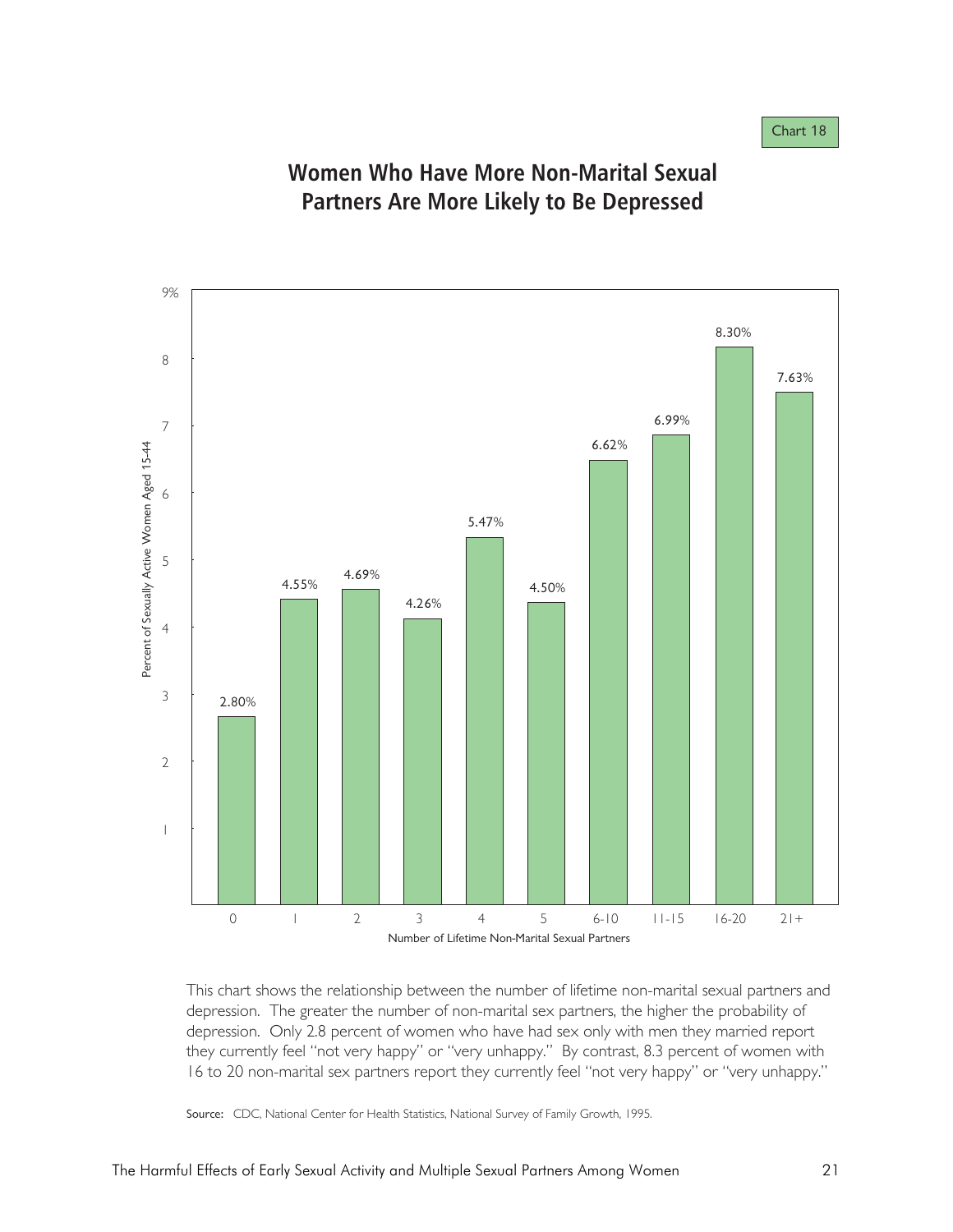Chart 18

## Women Who Have More Non-Marital Sexual Partners Are More Likely to Be Depressed

| Number of Lifetime Non-Marital Sexual Partners | Percent of Sexually Active Women Aged 15-44 |
|---|---|
| 0 | 2.80% |
| 1 | 4.55% |
| 2 | 4.69% |
| 3 | 4.26% |
| 4 | 5.47% |
| 5 | 4.50% |
| 6-10 | 6.62% |
| 11-15 | 6.99% |
| 16-20 | 8.30% |
| 21+ | 7.63% |

This chart shows the relationship between the number of lifetime non-marital sexual partners and depression. The greater the number of non-marital sex partners, the higher the probability of depression. Only 2.8 percent of women who have had sex only with men they married report they currently feel "not very happy" or "very unhappy." By contrast, 8.3 percent of women with 16 to 20 non-marital sex partners report they currently feel "not very happy" or "very unhappy."

Source: CDC, National Center for Health Statistics, National Survey of Family Growth, 1995.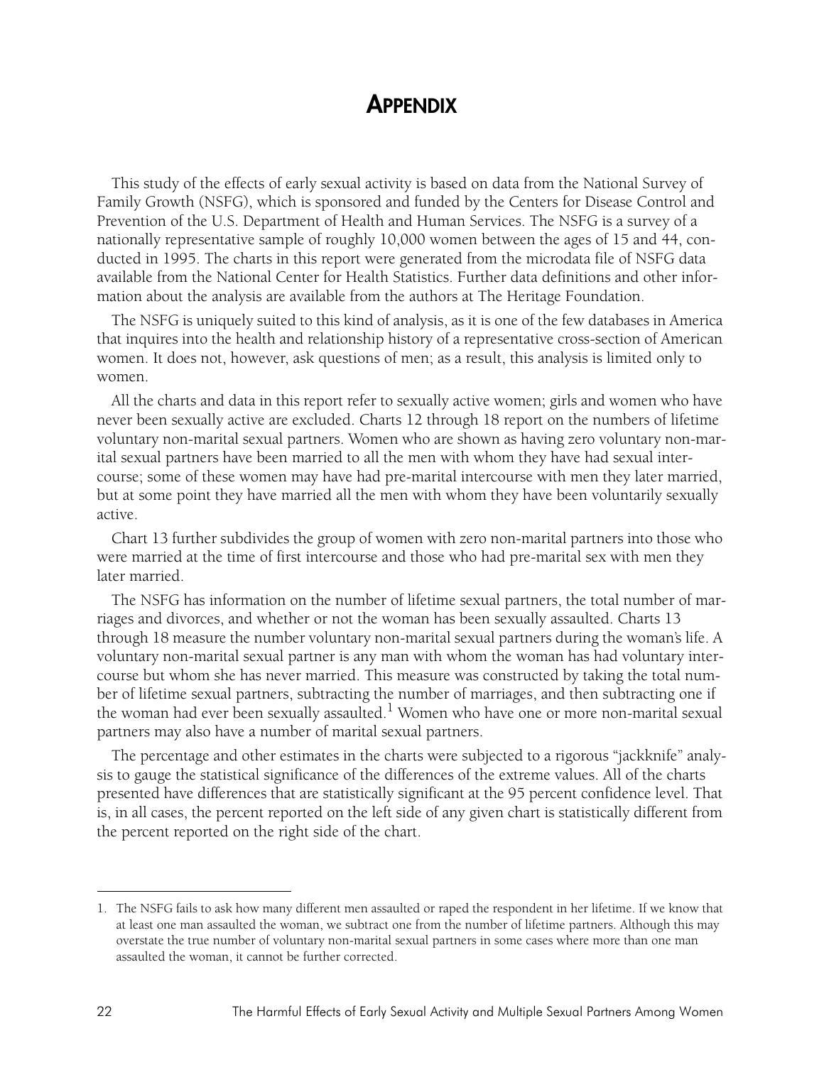# APPENDIX

This study of the effects of early sexual activity is based on data from the National Survey of Family Growth (NSFG), which is sponsored and funded by the Centers for Disease Control and Prevention of the U.S. Department of Health and Human Services. The NSFG is a survey of a nationally representative sample of roughly 10,000 women between the ages of 15 and 44, conducted in 1995. The charts in this report were generated from the microdata file of NSFG data available from the National Center for Health Statistics. Further data definitions and other information about the analysis are available from the authors at The Heritage Foundation.

The NSFG is uniquely suited to this kind of analysis, as it is one of the few databases in America that inquires into the health and relationship history of a representative cross-section of American women. It does not, however, ask questions of men; as a result, this analysis is limited only to women.

All the charts and data in this report refer to sexually active women; girls and women who have never been sexually active are excluded. Charts 12 through 18 report on the numbers of lifetime voluntary non-marital sexual partners. Women who are shown as having zero voluntary non-marital sexual partners have been married to all the men with whom they have had sexual intercourse; some of these women may have had pre-marital intercourse with men they later married, but at some point they have married all the men with whom they have been voluntarily sexually active.

Chart 13 further subdivides the group of women with zero non-marital partners into those who were married at the time of first intercourse and those who had pre-marital sex with men they later married.

The NSFG has information on the number of lifetime sexual partners, the total number of marriages and divorces, and whether or not the woman has been sexually assaulted. Charts 13 through 18 measure the number voluntary non-marital sexual partners during the woman's life. A voluntary non-marital sexual partner is any man with whom the woman has had voluntary intercourse but whom she has never married. This measure was constructed by taking the total number of lifetime sexual partners, subtracting the number of marriages, and then subtracting one if the woman had ever been sexually assaulted.[1] Women who have one or more non-marital sexual partners may also have a number of marital sexual partners.

The percentage and other estimates in the charts were subjected to a rigorous "jackknife" analysis to gauge the statistical significance of the differences of the extreme values. All of the charts presented have differences that are statistically significant at the 95 percent confidence level. That is, in all cases, the percent reported on the left side of any given chart is statistically different from the percent reported on the right side of the chart.

---

1. The NSFG fails to ask how many different men assaulted or raped the respondent in her lifetime. If we know that at least one man assaulted the woman, we subtract one from the number of lifetime partners. Although this may overstate the true number of voluntary non-marital sexual partners in some cases where more than one man assaulted the woman, it cannot be further corrected.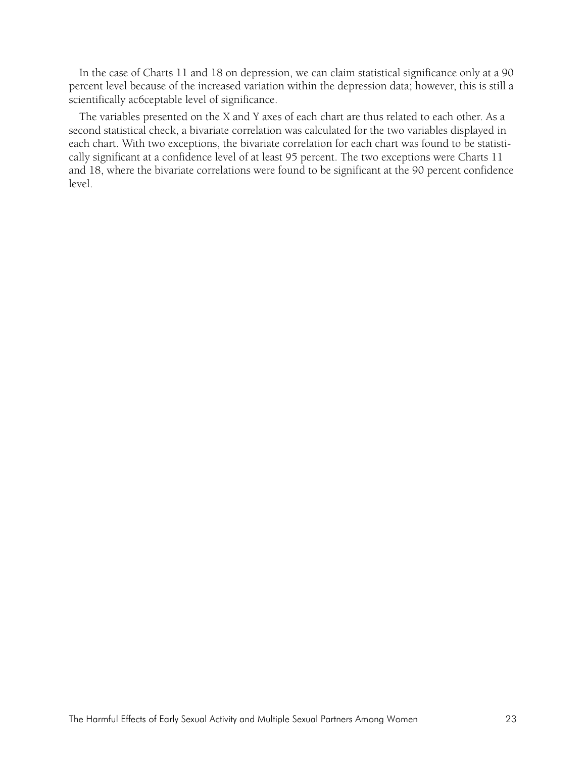In the case of Charts 11 and 18 on depression, we can claim statistical significance only at a 90 percent level because of the increased variation within the depression data; however, this is still a scientifically ac6ceptable level of significance.

The variables presented on the X and Y axes of each chart are thus related to each other. As a second statistical check, a bivariate correlation was calculated for the two variables displayed in each chart. With two exceptions, the bivariate correlation for each chart was found to be statistically significant at a confidence level of at least 95 percent. The two exceptions were Charts 11 and 18, where the bivariate correlations were found to be significant at the 90 percent confidence level.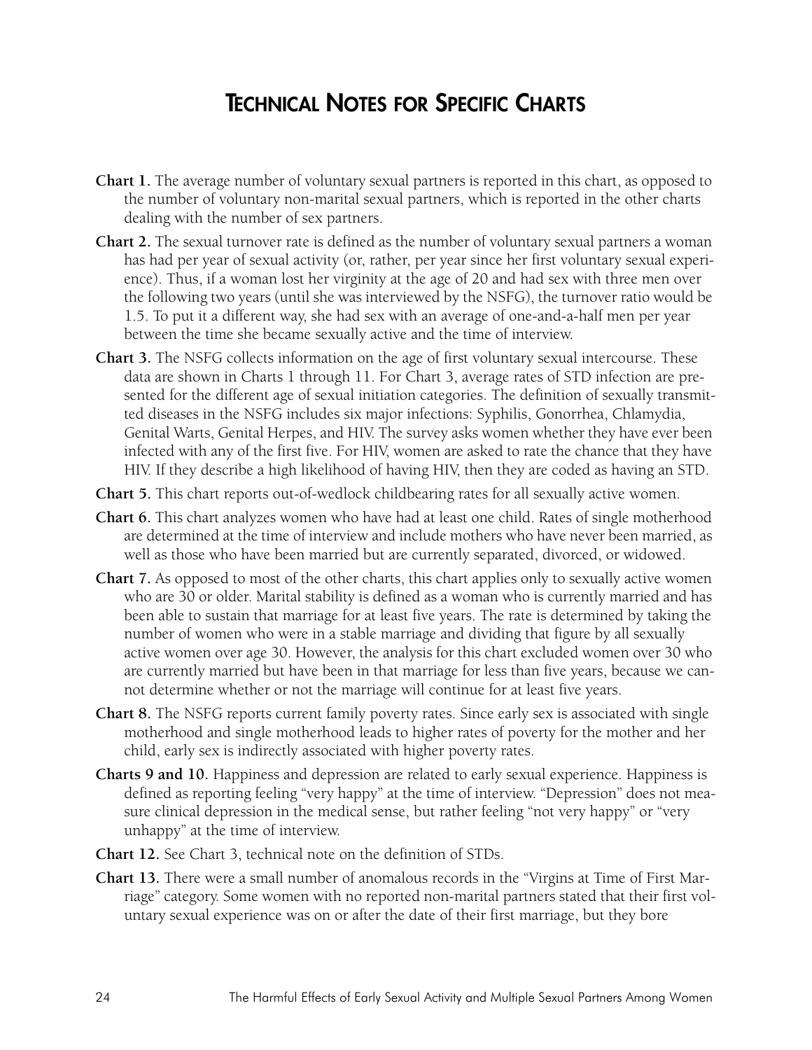# Technical Notes for Specific Charts

**Chart 1.** The average number of voluntary sexual partners is reported in this chart, as opposed to the number of voluntary non-marital sexual partners, which is reported in the other charts dealing with the number of sex partners.

**Chart 2.** The sexual turnover rate is defined as the number of voluntary sexual partners a woman has had per year of sexual activity (or, rather, per year since her first voluntary sexual experience). Thus, if a woman lost her virginity at the age of 20 and had sex with three men over the following two years (until she was interviewed by the NSFG), the turnover ratio would be 1.5. To put it a different way, she had sex with an average of one-and-a-half men per year between the time she became sexually active and the time of interview.

**Chart 3.** The NSFG collects information on the age of first voluntary sexual intercourse. These data are shown in Charts 1 through 11. For Chart 3, average rates of STD infection are presented for the different age of sexual initiation categories. The definition of sexually transmitted diseases in the NSFG includes six major infections: Syphilis, Gonorrhea, Chlamydia, Genital Warts, Genital Herpes, and HIV. The survey asks women whether they have ever been infected with any of the first five. For HIV, women are asked to rate the chance that they have HIV. If they describe a high likelihood of having HIV, then they are coded as having an STD.

**Chart 5.** This chart reports out-of-wedlock childbearing rates for all sexually active women.

**Chart 6.** This chart analyzes women who have had at least one child. Rates of single motherhood are determined at the time of interview and include mothers who have never been married, as well as those who have been married but are currently separated, divorced, or widowed.

**Chart 7.** As opposed to most of the other charts, this chart applies only to sexually active women who are 30 or older. Marital stability is defined as a woman who is currently married and has been able to sustain that marriage for at least five years. The rate is determined by taking the number of women who were in a stable marriage and dividing that figure by all sexually active women over age 30. However, the analysis for this chart excluded women over 30 who are currently married but have been in that marriage for less than five years, because we cannot determine whether or not the marriage will continue for at least five years.

**Chart 8.** The NSFG reports current family poverty rates. Since early sex is associated with single motherhood and single motherhood leads to higher rates of poverty for the mother and her child, early sex is indirectly associated with higher poverty rates.

**Charts 9 and 10.** Happiness and depression are related to early sexual experience. Happiness is defined as reporting feeling "very happy" at the time of interview. "Depression" does not measure clinical depression in the medical sense, but rather feeling "not very happy" or "very unhappy" at the time of interview.

**Chart 12.** See Chart 3, technical note on the definition of STDs.

**Chart 13.** There were a small number of anomalous records in the "Virgins at Time of First Marriage" category. Some women with no reported non-marital partners stated that their first voluntary sexual experience was on or after the date of their first marriage, but they bore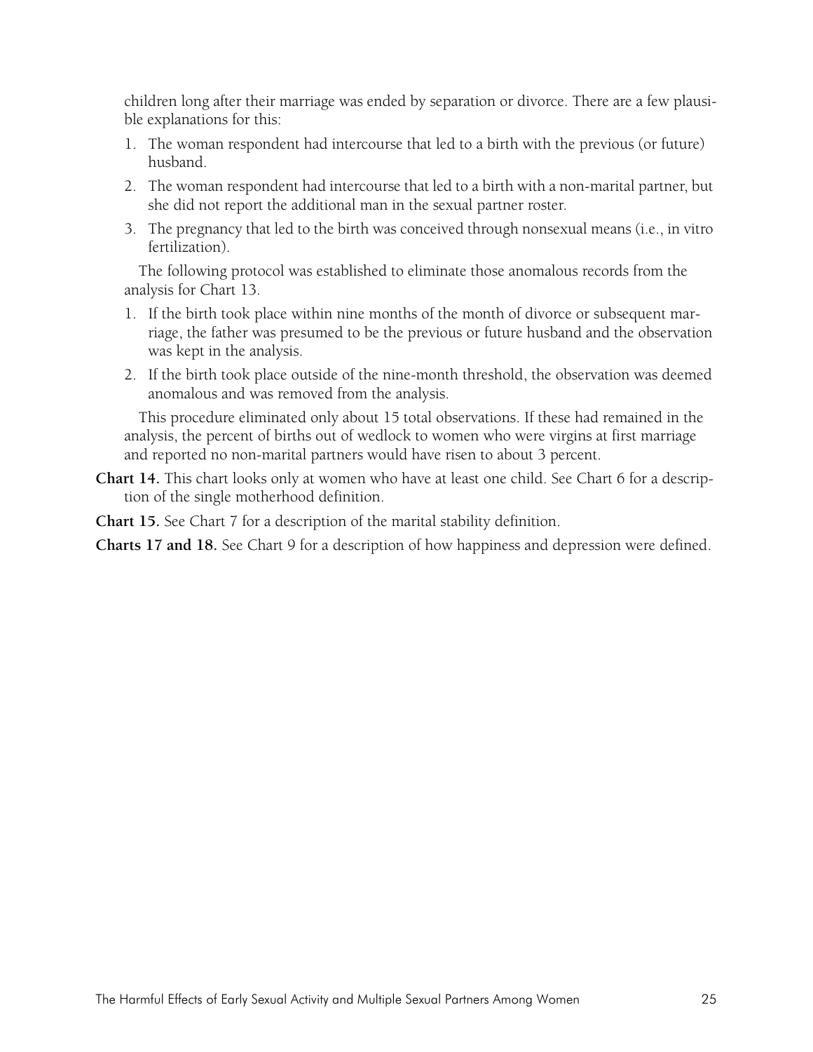children long after their marriage was ended by separation or divorce. There are a few plausible explanations for this:

1. The woman respondent had intercourse that led to a birth with the previous (or future) husband.
2. The woman respondent had intercourse that led to a birth with a non-marital partner, but she did not report the additional man in the sexual partner roster.
3. The pregnancy that led to the birth was conceived through nonsexual means (i.e., in vitro fertilization).

The following protocol was established to eliminate those anomalous records from the analysis for Chart 13.

1. If the birth took place within nine months of the month of divorce or subsequent marriage, the father was presumed to be the previous or future husband and the observation was kept in the analysis.
2. If the birth took place outside of the nine-month threshold, the observation was deemed anomalous and was removed from the analysis.

This procedure eliminated only about 15 total observations. If these had remained in the analysis, the percent of births out of wedlock to women who were virgins at first marriage and reported no non-marital partners would have risen to about 3 percent.

**Chart 14.** This chart looks only at women who have at least one child. See Chart 6 for a description of the single motherhood definition.

**Chart 15.** See Chart 7 for a description of the marital stability definition.

**Charts 17 and 18.** See Chart 9 for a description of how happiness and depression were defined.